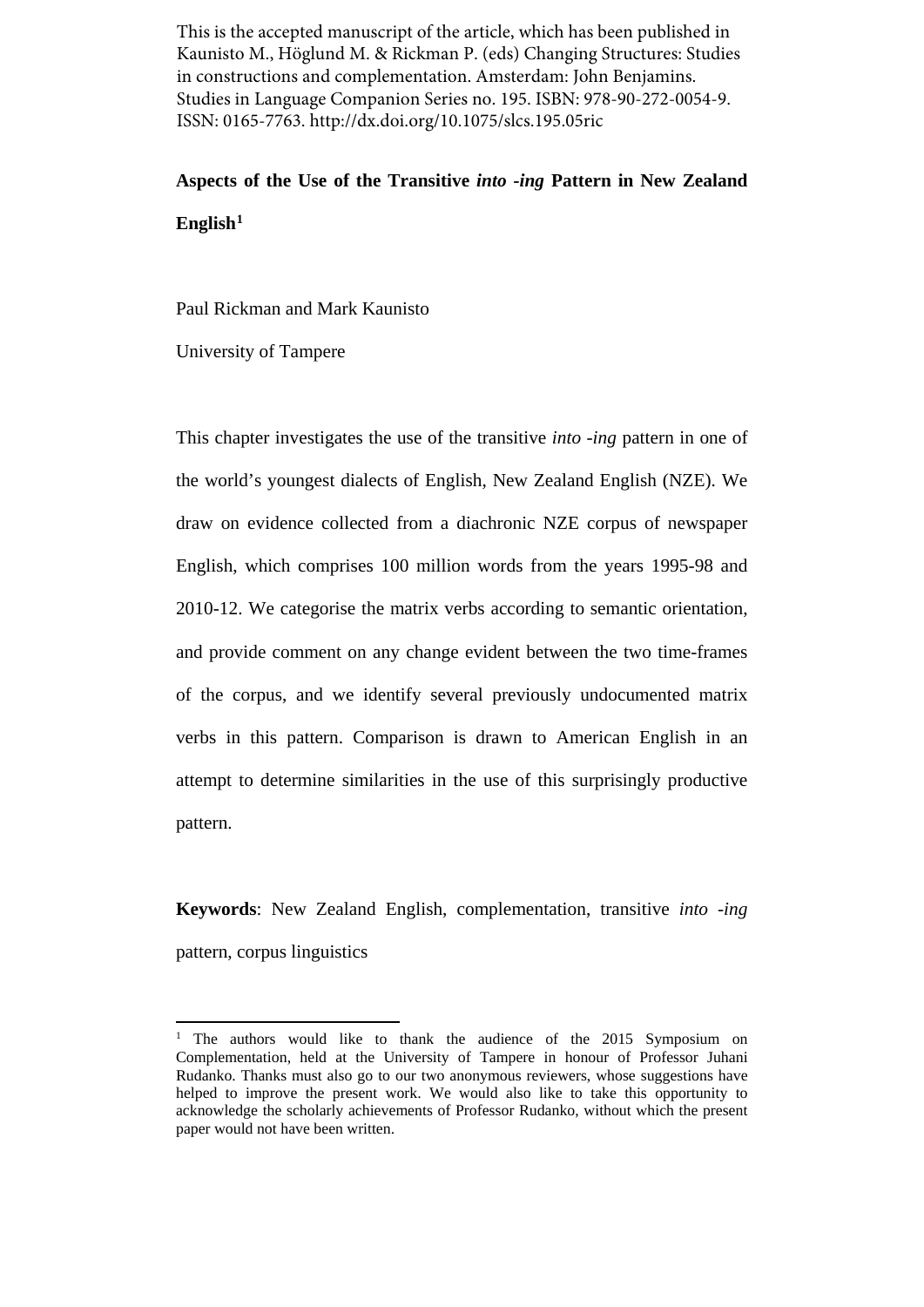This is the accepted manuscript of the article, which has been published in Kaunisto M., Höglund M. & Rickman P. (eds) Changing Structures: Studies in constructions and complementation. Amsterdam: John Benjamins. Studies in Language Companion Series no. 195. ISBN: 978-90-272-0054-9. ISSN: 0165-7763. http://dx.doi.org/10.1075/slcs.195.05ric

# Aspects of the Use of the Transitive *into -ing* Pattern in New Zealand English[1]

Paul Rickman and Mark Kaunisto

University of Tampere

This chapter investigates the use of the transitive *into -ing* pattern in one of the world's youngest dialects of English, New Zealand English (NZE). We draw on evidence collected from a diachronic NZE corpus of newspaper English, which comprises 100 million words from the years 1995-98 and 2010-12. We categorise the matrix verbs according to semantic orientation, and provide comment on any change evident between the two time-frames of the corpus, and we identify several previously undocumented matrix verbs in this pattern. Comparison is drawn to American English in an attempt to determine similarities in the use of this surprisingly productive pattern.

**Keywords**: New Zealand English, complementation, transitive *into -ing* pattern, corpus linguistics

---

[1] The authors would like to thank the audience of the 2015 Symposium on Complementation, held at the University of Tampere in honour of Professor Juhani Rudanko. Thanks must also go to our two anonymous reviewers, whose suggestions have helped to improve the present work. We would also like to take this opportunity to acknowledge the scholarly achievements of Professor Rudanko, without which the present paper would not have been written.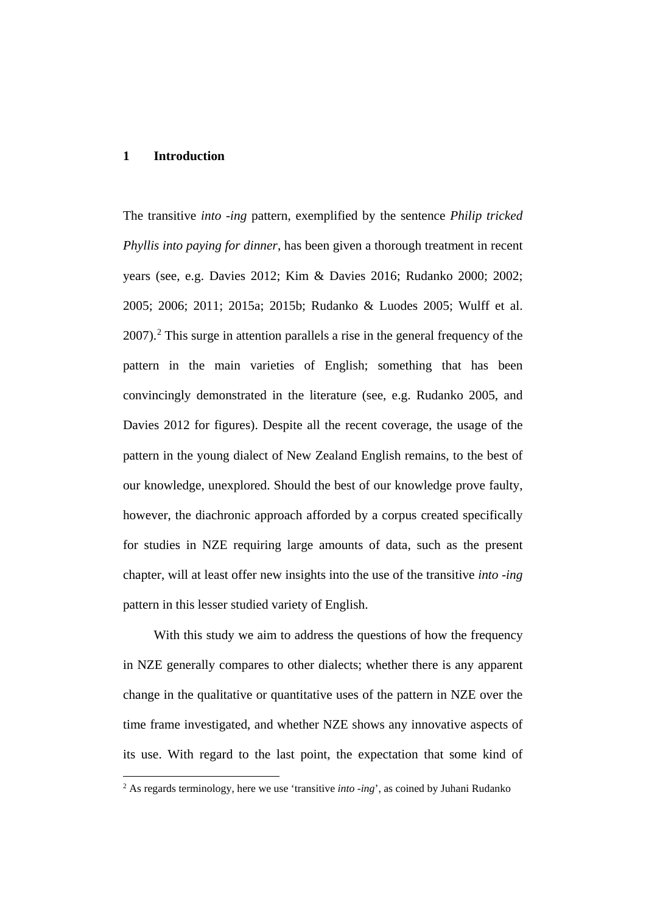# 1 Introduction

The transitive *into -ing* pattern, exemplified by the sentence *Philip tricked Phyllis into paying for dinner*, has been given a thorough treatment in recent years (see, e.g. Davies 2012; Kim & Davies 2016; Rudanko 2000; 2002; 2005; 2006; 2011; 2015a; 2015b; Rudanko & Luodes 2005; Wulff et al. 2007).[2] This surge in attention parallels a rise in the general frequency of the pattern in the main varieties of English; something that has been convincingly demonstrated in the literature (see, e.g. Rudanko 2005, and Davies 2012 for figures). Despite all the recent coverage, the usage of the pattern in the young dialect of New Zealand English remains, to the best of our knowledge, unexplored. Should the best of our knowledge prove faulty, however, the diachronic approach afforded by a corpus created specifically for studies in NZE requiring large amounts of data, such as the present chapter, will at least offer new insights into the use of the transitive *into -ing* pattern in this lesser studied variety of English.

With this study we aim to address the questions of how the frequency in NZE generally compares to other dialects; whether there is any apparent change in the qualitative or quantitative uses of the pattern in NZE over the time frame investigated, and whether NZE shows any innovative aspects of its use. With regard to the last point, the expectation that some kind of

[2] As regards terminology, here we use 'transitive *into -ing*', as coined by Juhani Rudanko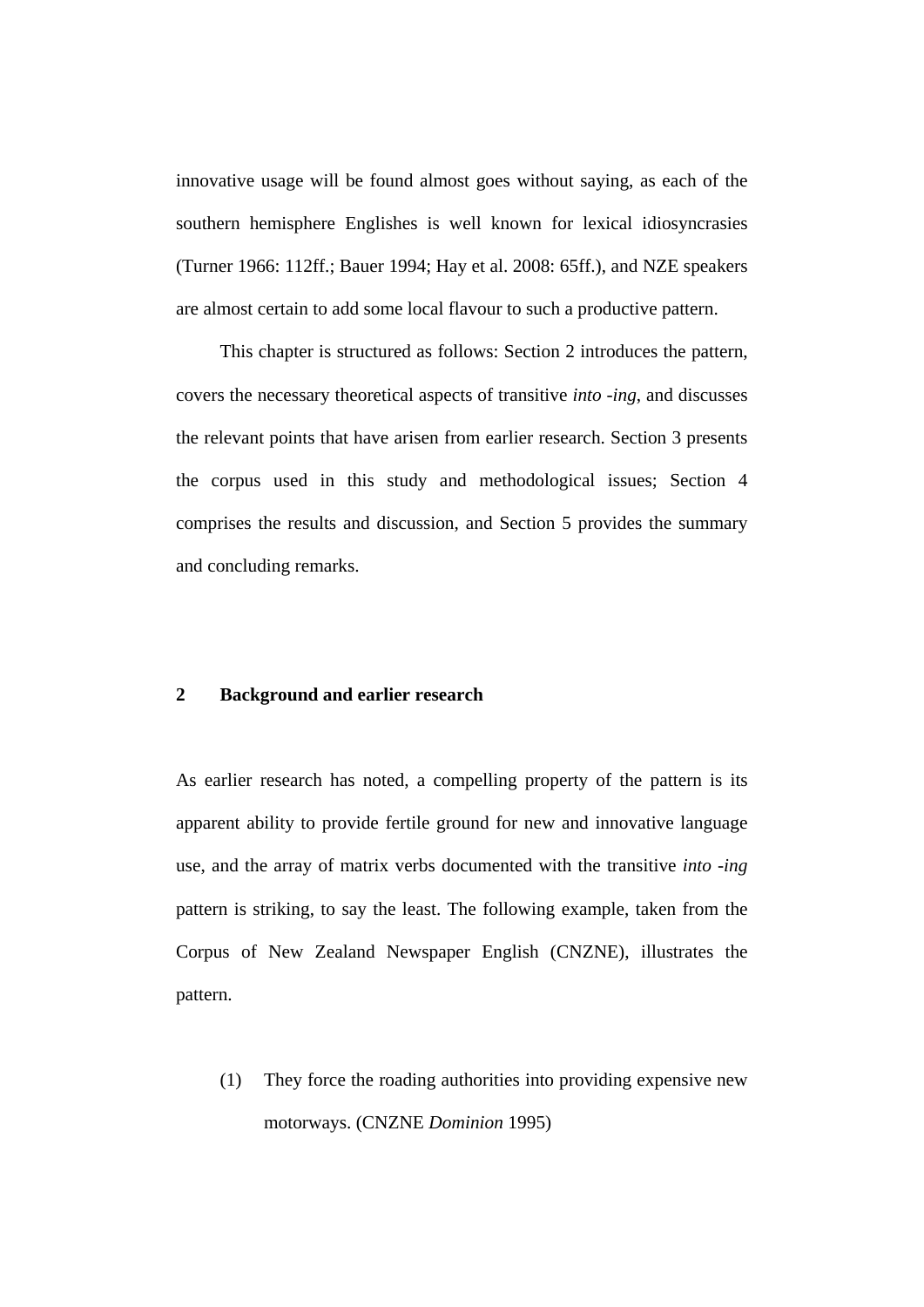innovative usage will be found almost goes without saying, as each of the southern hemisphere Englishes is well known for lexical idiosyncrasies (Turner 1966: 112ff.; Bauer 1994; Hay et al. 2008: 65ff.), and NZE speakers are almost certain to add some local flavour to such a productive pattern.

This chapter is structured as follows: Section 2 introduces the pattern, covers the necessary theoretical aspects of transitive *into -ing*, and discusses the relevant points that have arisen from earlier research. Section 3 presents the corpus used in this study and methodological issues; Section 4 comprises the results and discussion, and Section 5 provides the summary and concluding remarks.

## 2 Background and earlier research

As earlier research has noted, a compelling property of the pattern is its apparent ability to provide fertile ground for new and innovative language use, and the array of matrix verbs documented with the transitive *into -ing* pattern is striking, to say the least. The following example, taken from the Corpus of New Zealand Newspaper English (CNZNE), illustrates the pattern.

(1) They force the roading authorities into providing expensive new motorways. (CNZNE *Dominion* 1995)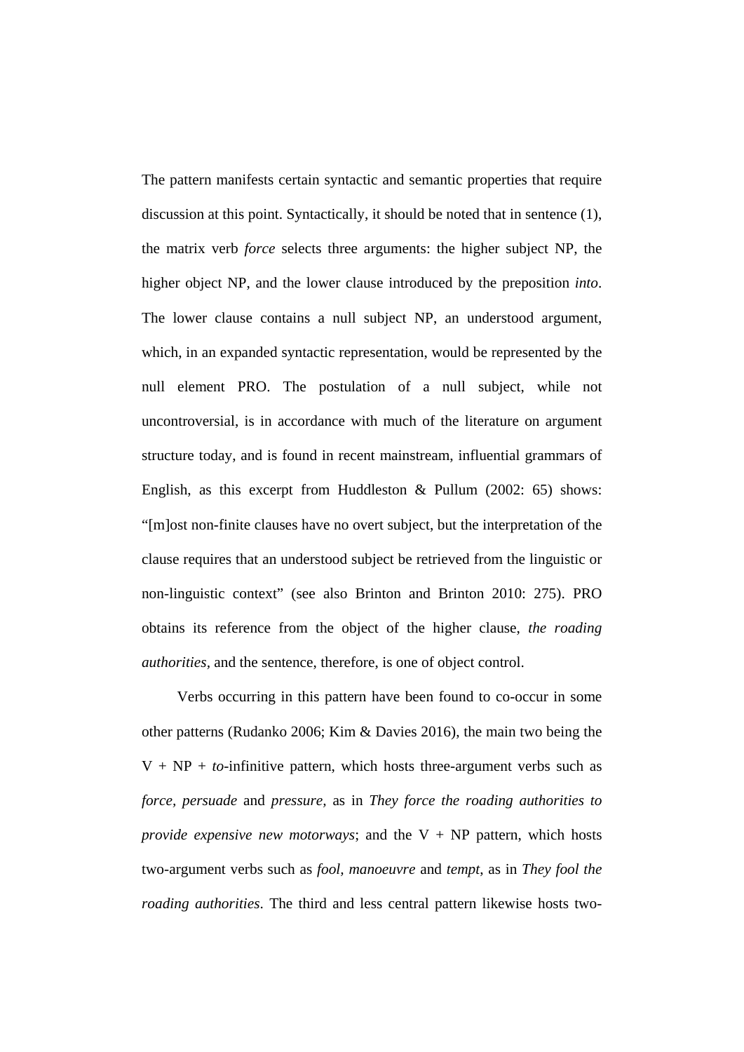The pattern manifests certain syntactic and semantic properties that require discussion at this point. Syntactically, it should be noted that in sentence (1), the matrix verb *force* selects three arguments: the higher subject NP, the higher object NP, and the lower clause introduced by the preposition *into*. The lower clause contains a null subject NP, an understood argument, which, in an expanded syntactic representation, would be represented by the null element PRO. The postulation of a null subject, while not uncontroversial, is in accordance with much of the literature on argument structure today, and is found in recent mainstream, influential grammars of English, as this excerpt from Huddleston & Pullum (2002: 65) shows: "[m]ost non-finite clauses have no overt subject, but the interpretation of the clause requires that an understood subject be retrieved from the linguistic or non-linguistic context" (see also Brinton and Brinton 2010: 275). PRO obtains its reference from the object of the higher clause, *the roading authorities*, and the sentence, therefore, is one of object control.

Verbs occurring in this pattern have been found to co-occur in some other patterns (Rudanko 2006; Kim & Davies 2016), the main two being the V + NP + *to*-infinitive pattern, which hosts three-argument verbs such as *force*, *persuade* and *pressure*, as in *They force the roading authorities to provide expensive new motorways*; and the V + NP pattern, which hosts two-argument verbs such as *fool*, *manoeuvre* and *tempt*, as in *They fool the roading authorities*. The third and less central pattern likewise hosts two-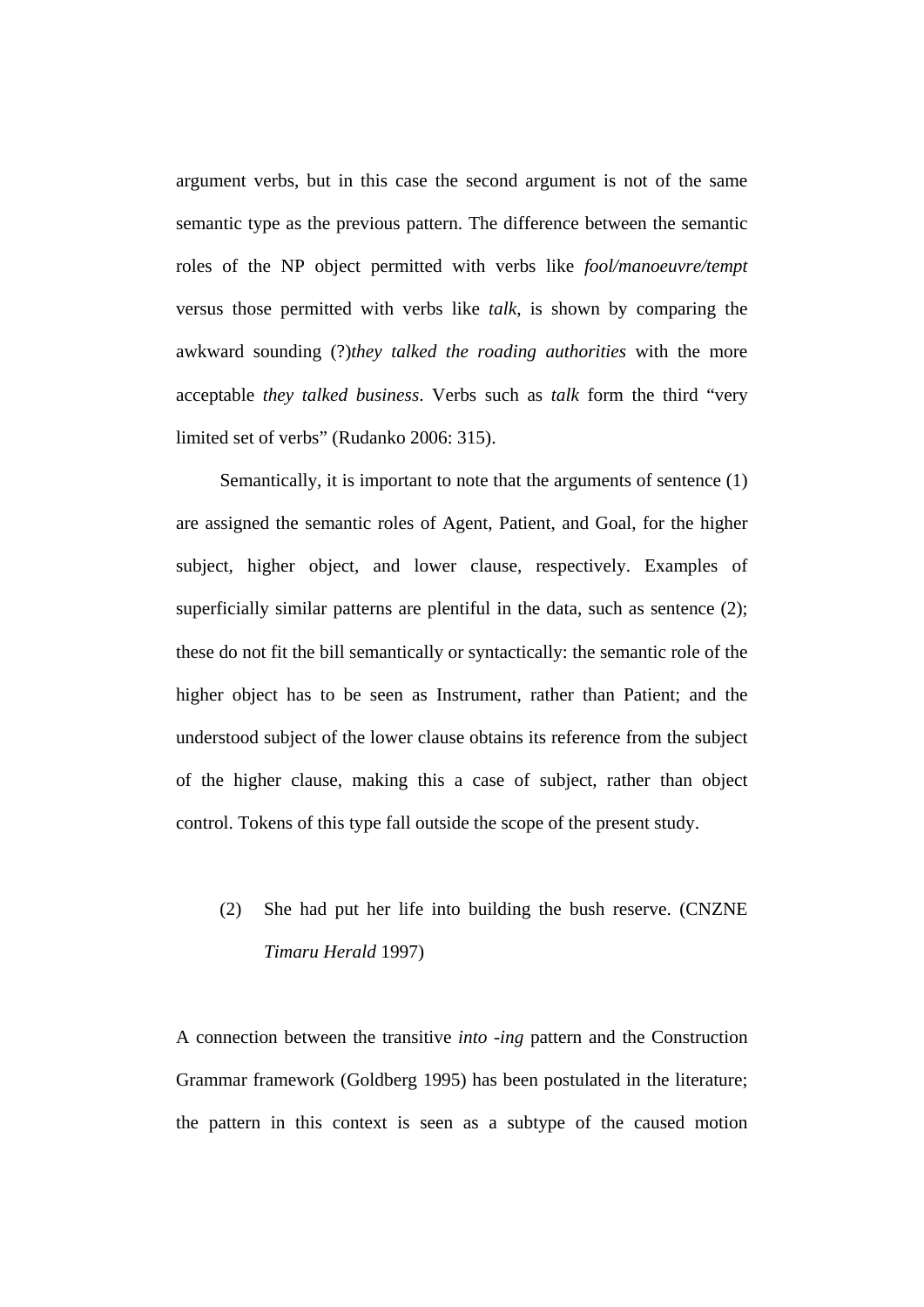argument verbs, but in this case the second argument is not of the same semantic type as the previous pattern. The difference between the semantic roles of the NP object permitted with verbs like *fool/manoeuvre/tempt* versus those permitted with verbs like *talk*, is shown by comparing the awkward sounding (?)*they talked the roading authorities* with the more acceptable *they talked business*. Verbs such as *talk* form the third "very limited set of verbs" (Rudanko 2006: 315).

Semantically, it is important to note that the arguments of sentence (1) are assigned the semantic roles of Agent, Patient, and Goal, for the higher subject, higher object, and lower clause, respectively. Examples of superficially similar patterns are plentiful in the data, such as sentence (2); these do not fit the bill semantically or syntactically: the semantic role of the higher object has to be seen as Instrument, rather than Patient; and the understood subject of the lower clause obtains its reference from the subject of the higher clause, making this a case of subject, rather than object control. Tokens of this type fall outside the scope of the present study.

(2) She had put her life into building the bush reserve. (CNZNE *Timaru Herald* 1997)

A connection between the transitive *into -ing* pattern and the Construction Grammar framework (Goldberg 1995) has been postulated in the literature; the pattern in this context is seen as a subtype of the caused motion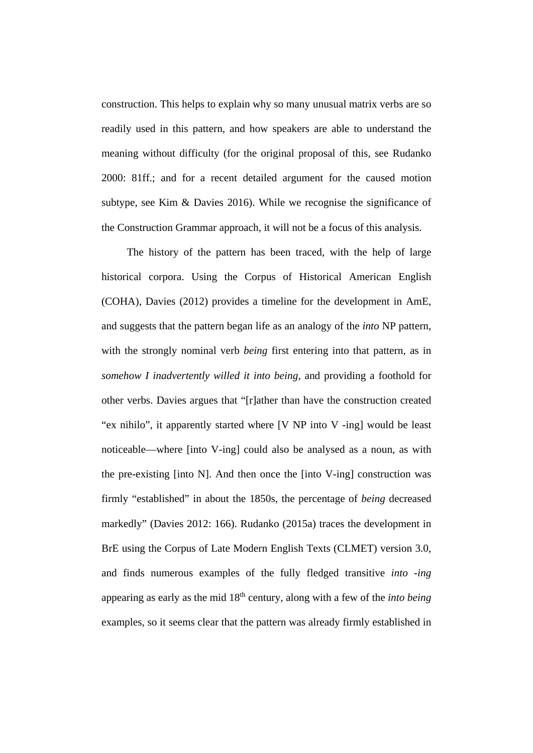construction. This helps to explain why so many unusual matrix verbs are so readily used in this pattern, and how speakers are able to understand the meaning without difficulty (for the original proposal of this, see Rudanko 2000: 81ff.; and for a recent detailed argument for the caused motion subtype, see Kim & Davies 2016). While we recognise the significance of the Construction Grammar approach, it will not be a focus of this analysis.

The history of the pattern has been traced, with the help of large historical corpora. Using the Corpus of Historical American English (COHA), Davies (2012) provides a timeline for the development in AmE, and suggests that the pattern began life as an analogy of the *into* NP pattern, with the strongly nominal verb *being* first entering into that pattern, as in *somehow I inadvertently willed it into being*, and providing a foothold for other verbs. Davies argues that "[r]ather than have the construction created "ex nihilo", it apparently started where [V NP into V -ing] would be least noticeable—where [into V-ing] could also be analysed as a noun, as with the pre-existing [into N]. And then once the [into V-ing] construction was firmly "established" in about the 1850s, the percentage of *being* decreased markedly" (Davies 2012: 166). Rudanko (2015a) traces the development in BrE using the Corpus of Late Modern English Texts (CLMET) version 3.0, and finds numerous examples of the fully fledged transitive *into -ing* appearing as early as the mid 18th century, along with a few of the *into being* examples, so it seems clear that the pattern was already firmly established in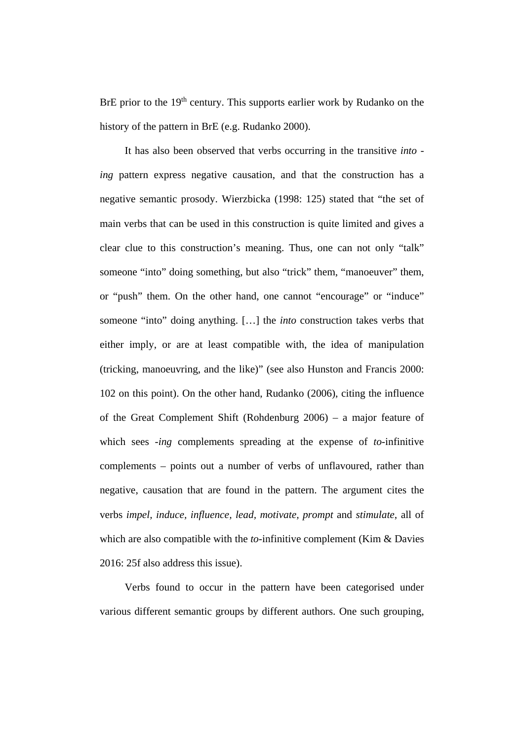BrE prior to the 19th century. This supports earlier work by Rudanko on the history of the pattern in BrE (e.g. Rudanko 2000).

It has also been observed that verbs occurring in the transitive *into -ing* pattern express negative causation, and that the construction has a negative semantic prosody. Wierzbicka (1998: 125) stated that "the set of main verbs that can be used in this construction is quite limited and gives a clear clue to this construction's meaning. Thus, one can not only "talk" someone "into" doing something, but also "trick" them, "manoeuver" them, or "push" them. On the other hand, one cannot "encourage" or "induce" someone "into" doing anything. […] the *into* construction takes verbs that either imply, or are at least compatible with, the idea of manipulation (tricking, manoeuvring, and the like)" (see also Hunston and Francis 2000: 102 on this point). On the other hand, Rudanko (2006), citing the influence of the Great Complement Shift (Rohdenburg 2006) – a major feature of which sees *-ing* complements spreading at the expense of *to*-infinitive complements – points out a number of verbs of unflavoured, rather than negative, causation that are found in the pattern. The argument cites the verbs *impel*, *induce*, *influence*, *lead*, *motivate*, *prompt* and *stimulate*, all of which are also compatible with the *to*-infinitive complement (Kim & Davies 2016: 25f also address this issue).

Verbs found to occur in the pattern have been categorised under various different semantic groups by different authors. One such grouping,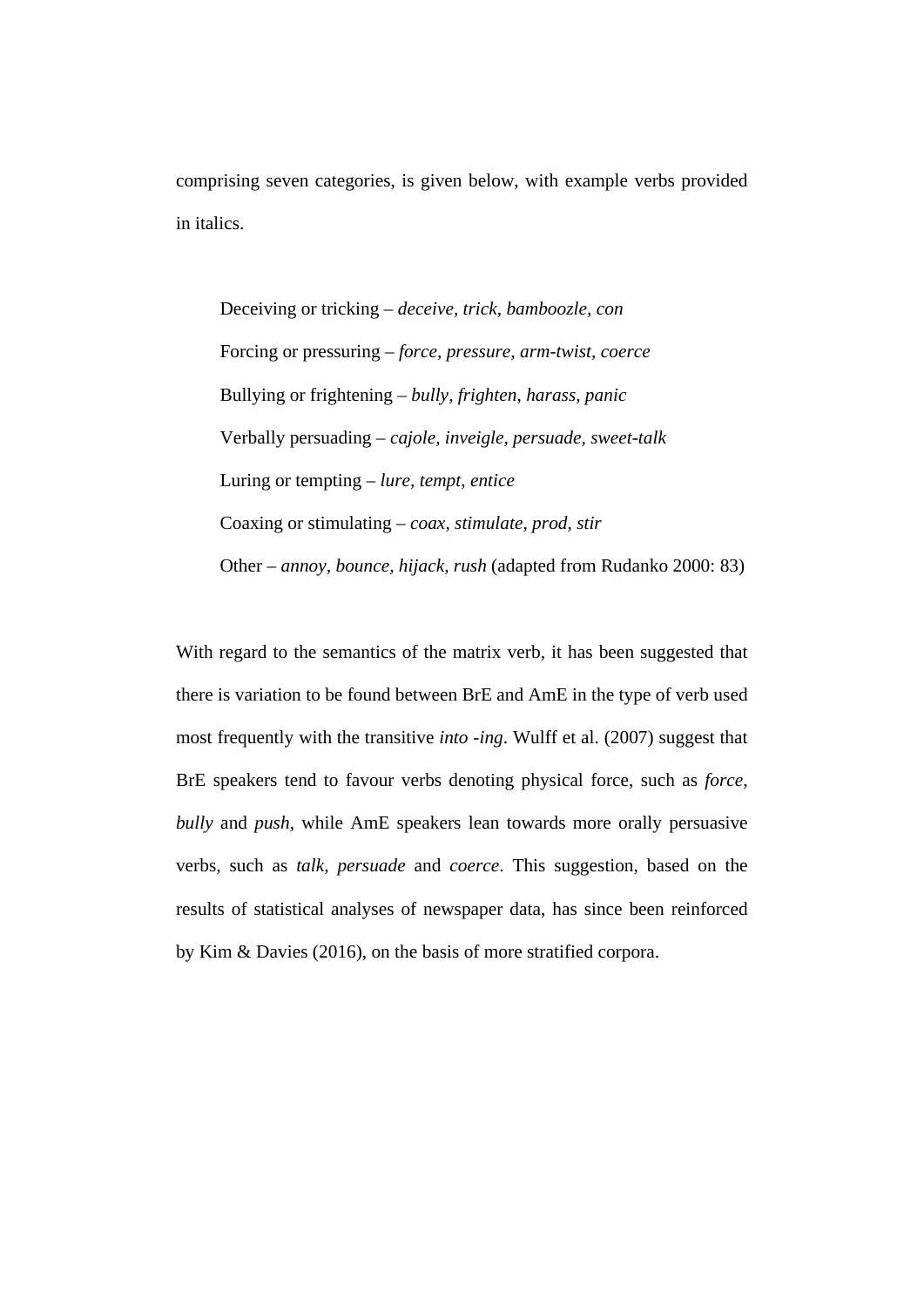comprising seven categories, is given below, with example verbs provided in italics.

> Deceiving or tricking – *deceive, trick, bamboozle, con*
>
> Forcing or pressuring – *force, pressure, arm-twist, coerce*
>
> Bullying or frightening – *bully, frighten, harass, panic*
>
> Verbally persuading – *cajole, inveigle, persuade, sweet-talk*
>
> Luring or tempting – *lure, tempt, entice*
>
> Coaxing or stimulating – *coax, stimulate, prod, stir*
>
> Other – *annoy, bounce, hijack, rush* (adapted from Rudanko 2000: 83)

With regard to the semantics of the matrix verb, it has been suggested that there is variation to be found between BrE and AmE in the type of verb used most frequently with the transitive *into -ing*. Wulff et al. (2007) suggest that BrE speakers tend to favour verbs denoting physical force, such as *force, bully* and *push*, while AmE speakers lean towards more orally persuasive verbs, such as *talk, persuade* and *coerce*. This suggestion, based on the results of statistical analyses of newspaper data, has since been reinforced by Kim & Davies (2016), on the basis of more stratified corpora.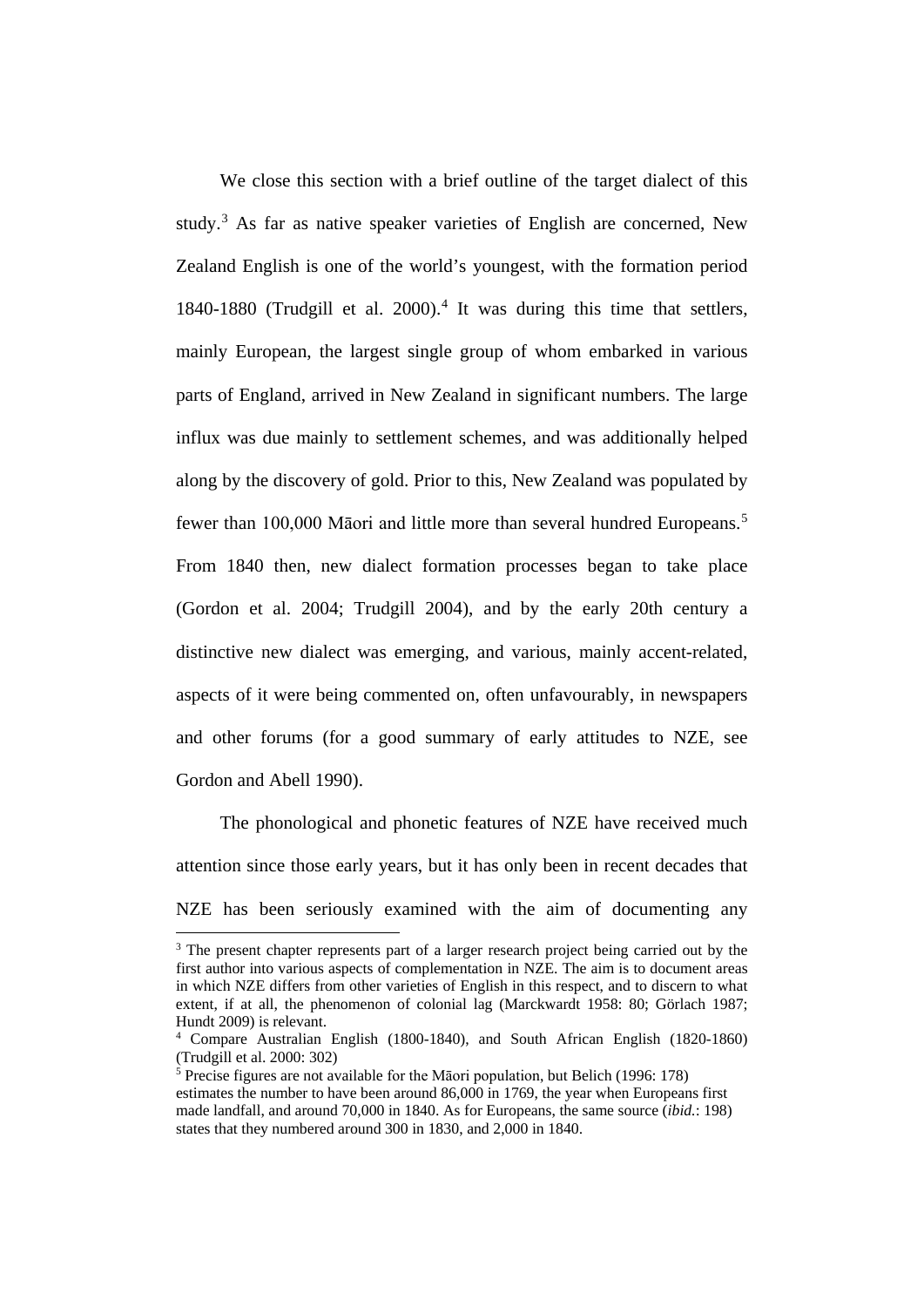We close this section with a brief outline of the target dialect of this study.[3] As far as native speaker varieties of English are concerned, New Zealand English is one of the world's youngest, with the formation period 1840-1880 (Trudgill et al. 2000).[4] It was during this time that settlers, mainly European, the largest single group of whom embarked in various parts of England, arrived in New Zealand in significant numbers. The large influx was due mainly to settlement schemes, and was additionally helped along by the discovery of gold. Prior to this, New Zealand was populated by fewer than 100,000 Māori and little more than several hundred Europeans.[5] From 1840 then, new dialect formation processes began to take place (Gordon et al. 2004; Trudgill 2004), and by the early 20th century a distinctive new dialect was emerging, and various, mainly accent-related, aspects of it were being commented on, often unfavourably, in newspapers and other forums (for a good summary of early attitudes to NZE, see Gordon and Abell 1990).

The phonological and phonetic features of NZE have received much attention since those early years, but it has only been in recent decades that NZE has been seriously examined with the aim of documenting any

---

[3] The present chapter represents part of a larger research project being carried out by the first author into various aspects of complementation in NZE. The aim is to document areas in which NZE differs from other varieties of English in this respect, and to discern to what extent, if at all, the phenomenon of colonial lag (Marckwardt 1958: 80; Görlach 1987; Hundt 2009) is relevant.

[4] Compare Australian English (1800-1840), and South African English (1820-1860) (Trudgill et al. 2000: 302)

[5] Precise figures are not available for the Māori population, but Belich (1996: 178) estimates the number to have been around 86,000 in 1769, the year when Europeans first made landfall, and around 70,000 in 1840. As for Europeans, the same source (*ibid.*: 198) states that they numbered around 300 in 1830, and 2,000 in 1840.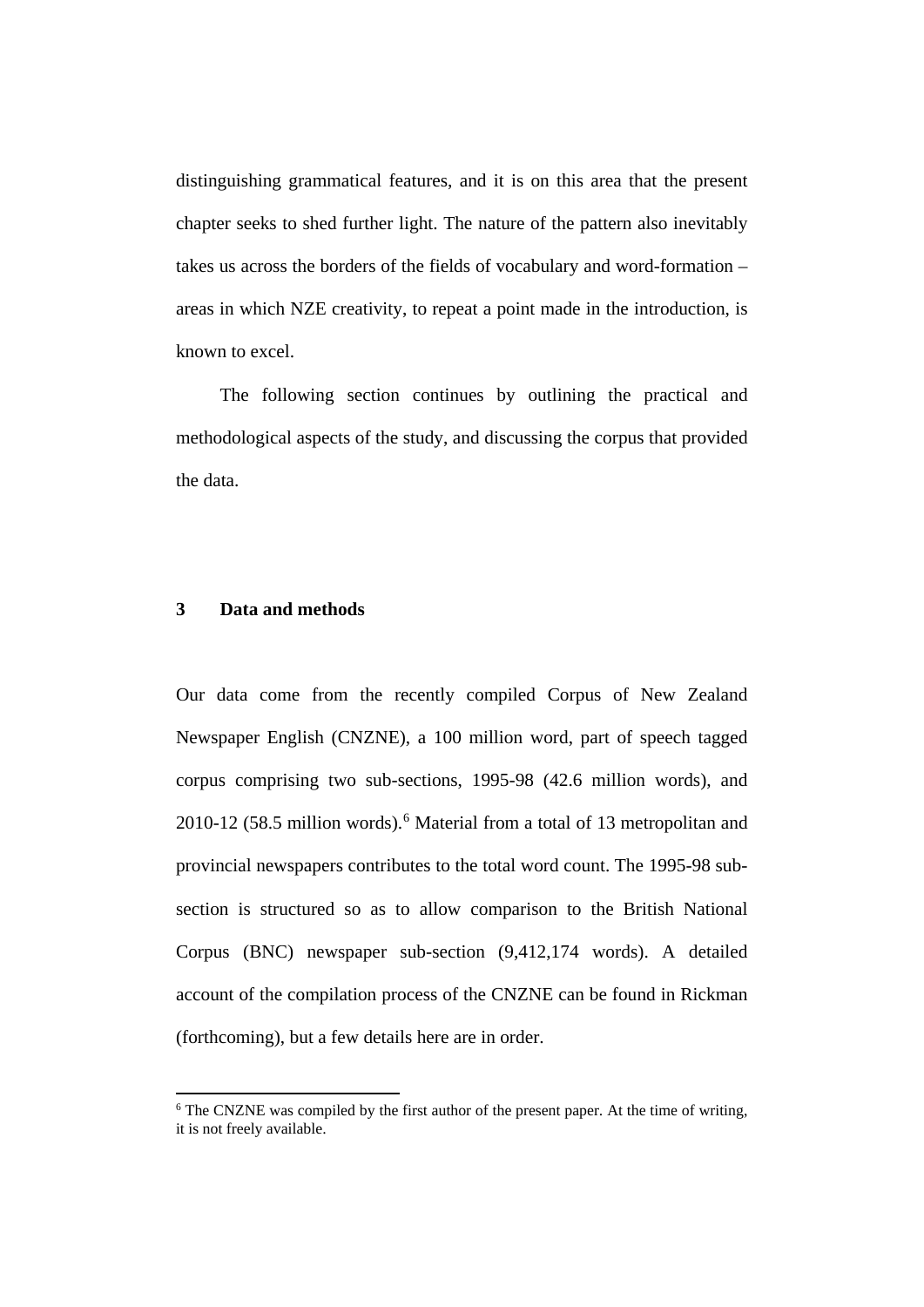distinguishing grammatical features, and it is on this area that the present chapter seeks to shed further light. The nature of the pattern also inevitably takes us across the borders of the fields of vocabulary and word-formation – areas in which NZE creativity, to repeat a point made in the introduction, is known to excel.

The following section continues by outlining the practical and methodological aspects of the study, and discussing the corpus that provided the data.

## 3 Data and methods

Our data come from the recently compiled Corpus of New Zealand Newspaper English (CNZNE), a 100 million word, part of speech tagged corpus comprising two sub-sections, 1995-98 (42.6 million words), and 2010-12 (58.5 million words).[6] Material from a total of 13 metropolitan and provincial newspapers contributes to the total word count. The 1995-98 sub-section is structured so as to allow comparison to the British National Corpus (BNC) newspaper sub-section (9,412,174 words). A detailed account of the compilation process of the CNZNE can be found in Rickman (forthcoming), but a few details here are in order.

[6] The CNZNE was compiled by the first author of the present paper. At the time of writing, it is not freely available.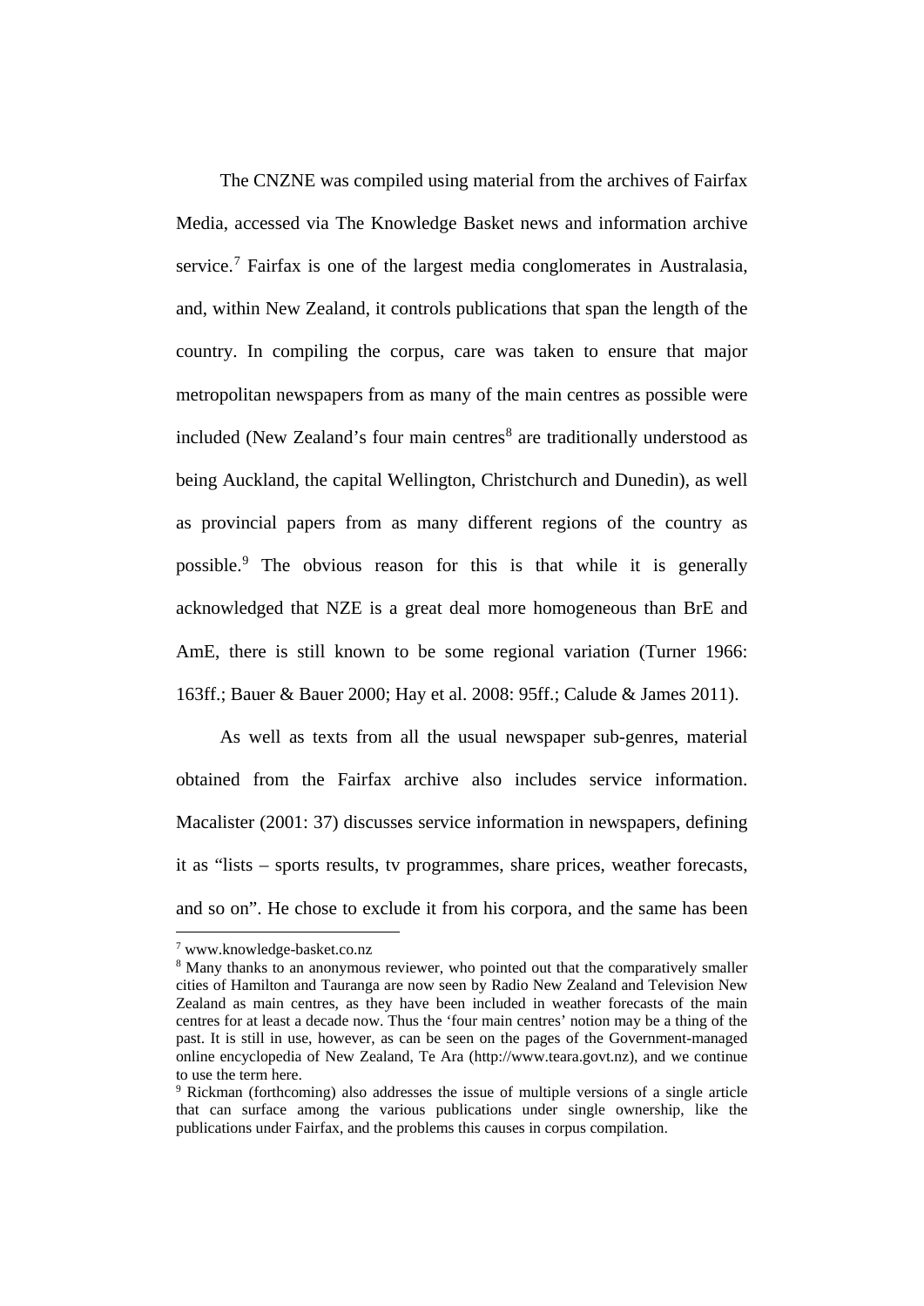The CNZNE was compiled using material from the archives of Fairfax Media, accessed via The Knowledge Basket news and information archive service.[7] Fairfax is one of the largest media conglomerates in Australasia, and, within New Zealand, it controls publications that span the length of the country. In compiling the corpus, care was taken to ensure that major metropolitan newspapers from as many of the main centres as possible were included (New Zealand's four main centres[8] are traditionally understood as being Auckland, the capital Wellington, Christchurch and Dunedin), as well as provincial papers from as many different regions of the country as possible.[9] The obvious reason for this is that while it is generally acknowledged that NZE is a great deal more homogeneous than BrE and AmE, there is still known to be some regional variation (Turner 1966: 163ff.; Bauer & Bauer 2000; Hay et al. 2008: 95ff.; Calude & James 2011).

As well as texts from all the usual newspaper sub-genres, material obtained from the Fairfax archive also includes service information. Macalister (2001: 37) discusses service information in newspapers, defining it as "lists – sports results, tv programmes, share prices, weather forecasts, and so on". He chose to exclude it from his corpora, and the same has been

---

[7] www.knowledge-basket.co.nz

[8] Many thanks to an anonymous reviewer, who pointed out that the comparatively smaller cities of Hamilton and Tauranga are now seen by Radio New Zealand and Television New Zealand as main centres, as they have been included in weather forecasts of the main centres for at least a decade now. Thus the 'four main centres' notion may be a thing of the past. It is still in use, however, as can be seen on the pages of the Government-managed online encyclopedia of New Zealand, Te Ara (http://www.teara.govt.nz), and we continue to use the term here.

[9] Rickman (forthcoming) also addresses the issue of multiple versions of a single article that can surface among the various publications under single ownership, like the publications under Fairfax, and the problems this causes in corpus compilation.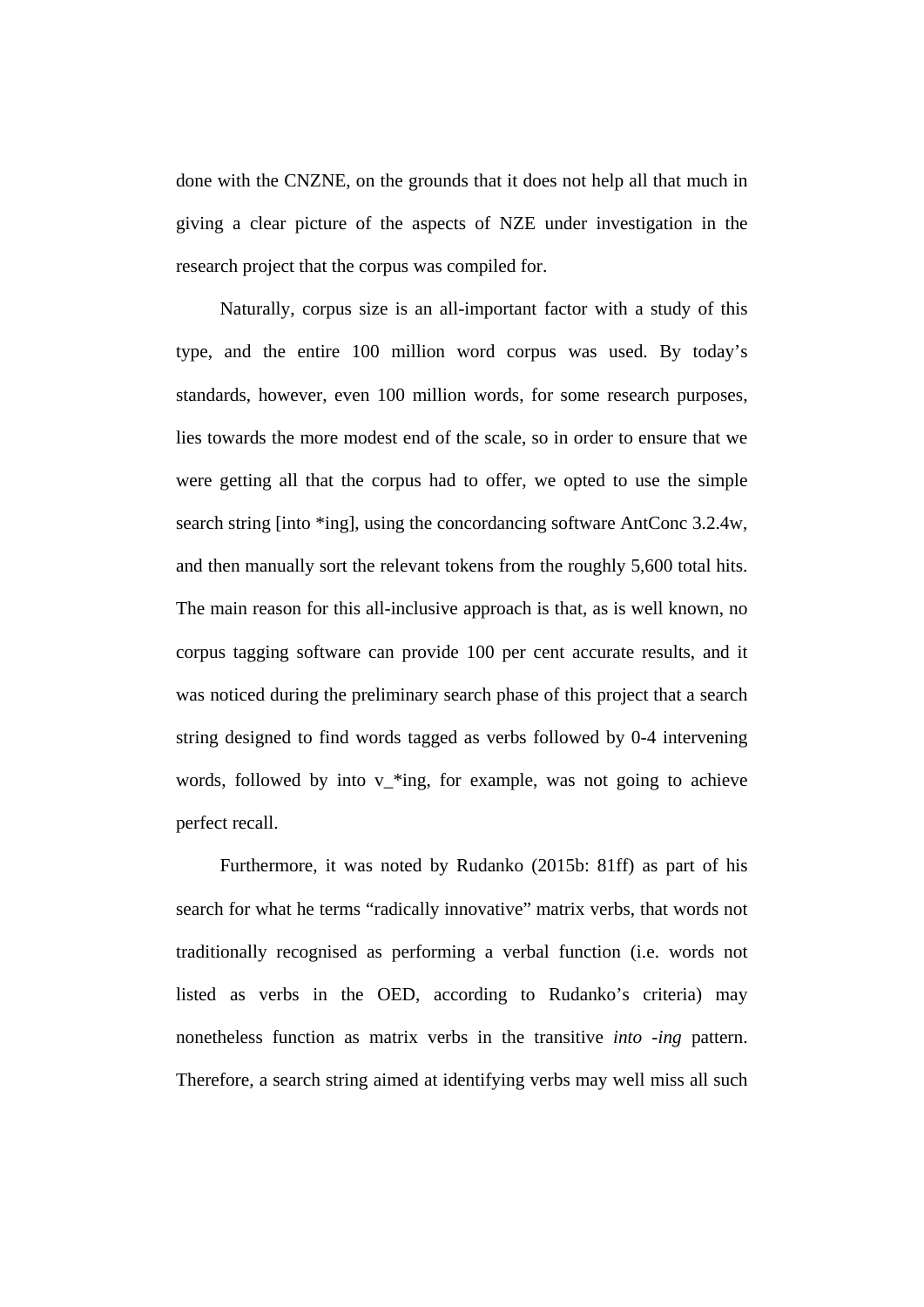done with the CNZNE, on the grounds that it does not help all that much in giving a clear picture of the aspects of NZE under investigation in the research project that the corpus was compiled for.

Naturally, corpus size is an all-important factor with a study of this type, and the entire 100 million word corpus was used. By today's standards, however, even 100 million words, for some research purposes, lies towards the more modest end of the scale, so in order to ensure that we were getting all that the corpus had to offer, we opted to use the simple search string [into *ing], using the concordancing software AntConc 3.2.4w, and then manually sort the relevant tokens from the roughly 5,600 total hits. The main reason for this all-inclusive approach is that, as is well known, no corpus tagging software can provide 100 per cent accurate results, and it was noticed during the preliminary search phase of this project that a search string designed to find words tagged as verbs followed by 0-4 intervening words, followed by into v_*ing, for example, was not going to achieve perfect recall.

Furthermore, it was noted by Rudanko (2015b: 81ff) as part of his search for what he terms "radically innovative" matrix verbs, that words not traditionally recognised as performing a verbal function (i.e. words not listed as verbs in the OED, according to Rudanko's criteria) may nonetheless function as matrix verbs in the transitive *into -ing* pattern. Therefore, a search string aimed at identifying verbs may well miss all such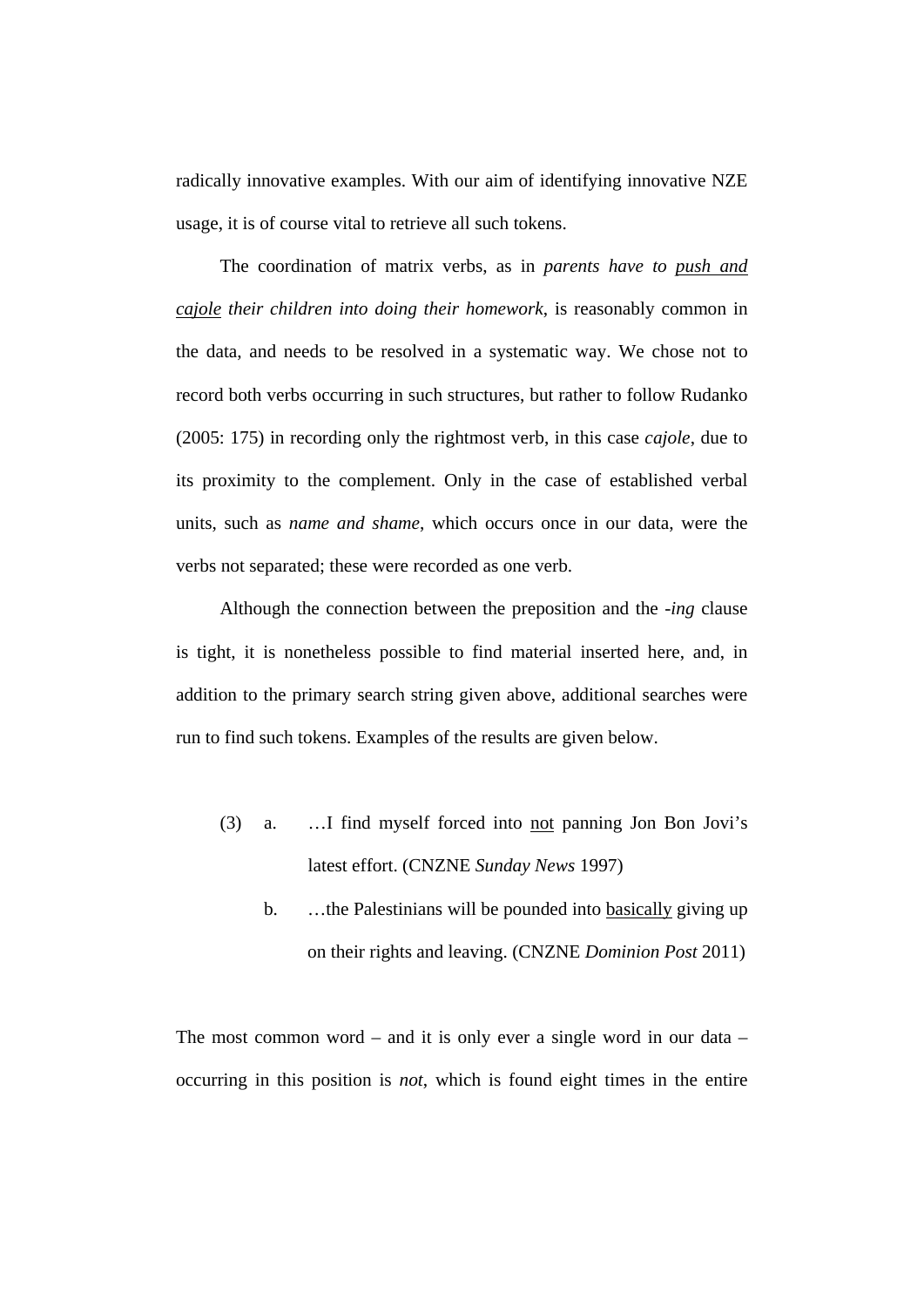radically innovative examples. With our aim of identifying innovative NZE usage, it is of course vital to retrieve all such tokens.

The coordination of matrix verbs, as in *parents have to <u>push and cajole</u> their children into doing their homework*, is reasonably common in the data, and needs to be resolved in a systematic way. We chose not to record both verbs occurring in such structures, but rather to follow Rudanko (2005: 175) in recording only the rightmost verb, in this case *cajole*, due to its proximity to the complement. Only in the case of established verbal units, such as *name and shame*, which occurs once in our data, were the verbs not separated; these were recorded as one verb.

Although the connection between the preposition and the *-ing* clause is tight, it is nonetheless possible to find material inserted here, and, in addition to the primary search string given above, additional searches were run to find such tokens. Examples of the results are given below.

(3) a. …I find myself forced into <u>not</u> panning Jon Bon Jovi's latest effort. (CNZNE *Sunday News* 1997)

b. …the Palestinians will be pounded into <u>basically</u> giving up on their rights and leaving. (CNZNE *Dominion Post* 2011)

The most common word – and it is only ever a single word in our data – occurring in this position is *not*, which is found eight times in the entire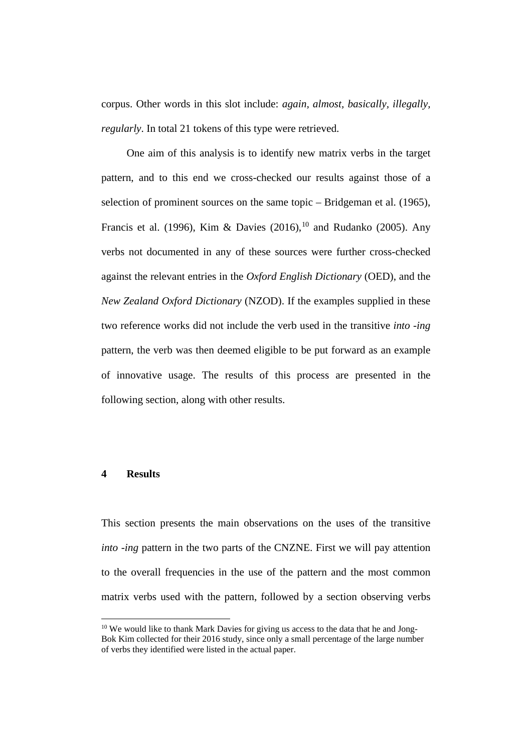corpus. Other words in this slot include: *again, almost, basically, illegally, regularly*. In total 21 tokens of this type were retrieved.

One aim of this analysis is to identify new matrix verbs in the target pattern, and to this end we cross-checked our results against those of a selection of prominent sources on the same topic – Bridgeman et al. (1965), Francis et al. (1996), Kim & Davies (2016),[10] and Rudanko (2005). Any verbs not documented in any of these sources were further cross-checked against the relevant entries in the *Oxford English Dictionary* (OED), and the *New Zealand Oxford Dictionary* (NZOD). If the examples supplied in these two reference works did not include the verb used in the transitive *into -ing* pattern, the verb was then deemed eligible to be put forward as an example of innovative usage. The results of this process are presented in the following section, along with other results.

## 4 Results

This section presents the main observations on the uses of the transitive *into -ing* pattern in the two parts of the CNZNE. First we will pay attention to the overall frequencies in the use of the pattern and the most common matrix verbs used with the pattern, followed by a section observing verbs

[10] We would like to thank Mark Davies for giving us access to the data that he and Jong-Bok Kim collected for their 2016 study, since only a small percentage of the large number of verbs they identified were listed in the actual paper.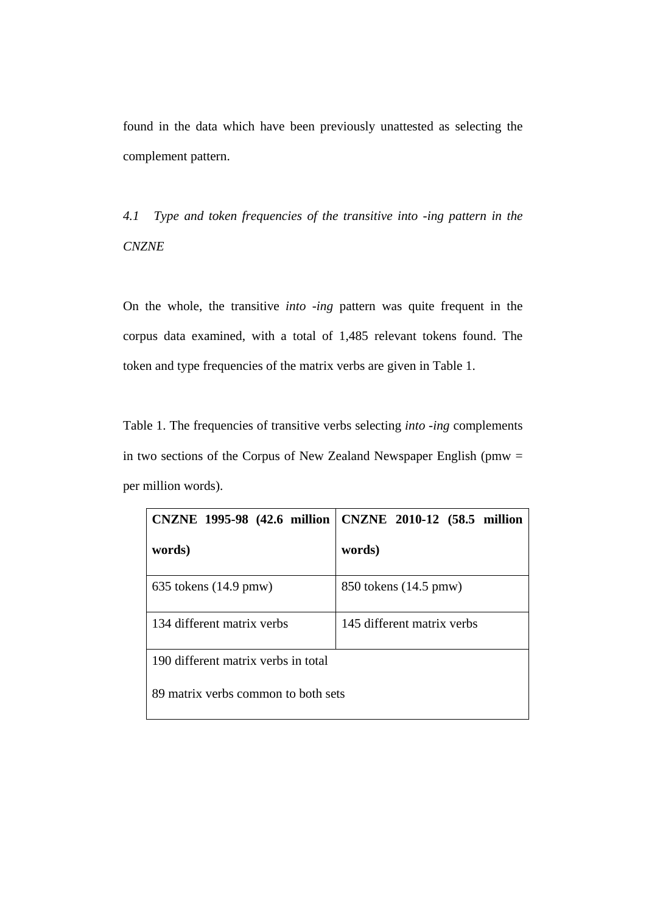found in the data which have been previously unattested as selecting the complement pattern.

### *4.1 Type and token frequencies of the transitive into -ing pattern in the CNZNE*

On the whole, the transitive *into -ing* pattern was quite frequent in the corpus data examined, with a total of 1,485 relevant tokens found. The token and type frequencies of the matrix verbs are given in Table 1.

Table 1. The frequencies of transitive verbs selecting *into -ing* complements in two sections of the Corpus of New Zealand Newspaper English (pmw = per million words).

| **CNZNE 1995-98 (42.6 million words)** | **CNZNE 2010-12 (58.5 million words)** |
| --- | --- |
| 635 tokens (14.9 pmw) | 850 tokens (14.5 pmw) |
| 134 different matrix verbs | 145 different matrix verbs |
| 190 different matrix verbs in total<br>89 matrix verbs common to both sets | |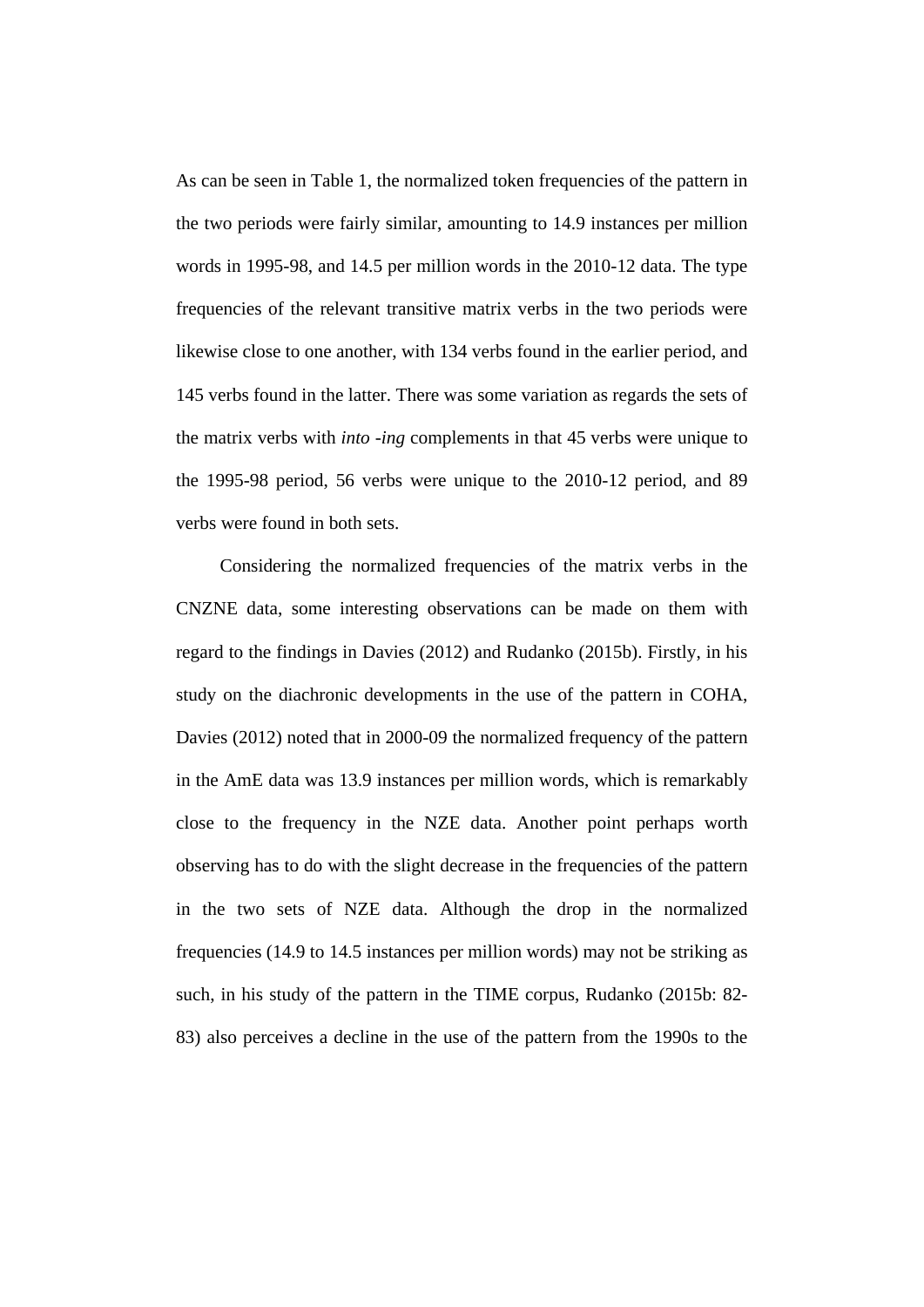As can be seen in Table 1, the normalized token frequencies of the pattern in the two periods were fairly similar, amounting to 14.9 instances per million words in 1995-98, and 14.5 per million words in the 2010-12 data. The type frequencies of the relevant transitive matrix verbs in the two periods were likewise close to one another, with 134 verbs found in the earlier period, and 145 verbs found in the latter. There was some variation as regards the sets of the matrix verbs with *into -ing* complements in that 45 verbs were unique to the 1995-98 period, 56 verbs were unique to the 2010-12 period, and 89 verbs were found in both sets.

Considering the normalized frequencies of the matrix verbs in the CNZNE data, some interesting observations can be made on them with regard to the findings in Davies (2012) and Rudanko (2015b). Firstly, in his study on the diachronic developments in the use of the pattern in COHA, Davies (2012) noted that in 2000-09 the normalized frequency of the pattern in the AmE data was 13.9 instances per million words, which is remarkably close to the frequency in the NZE data. Another point perhaps worth observing has to do with the slight decrease in the frequencies of the pattern in the two sets of NZE data. Although the drop in the normalized frequencies (14.9 to 14.5 instances per million words) may not be striking as such, in his study of the pattern in the TIME corpus, Rudanko (2015b: 82-83) also perceives a decline in the use of the pattern from the 1990s to the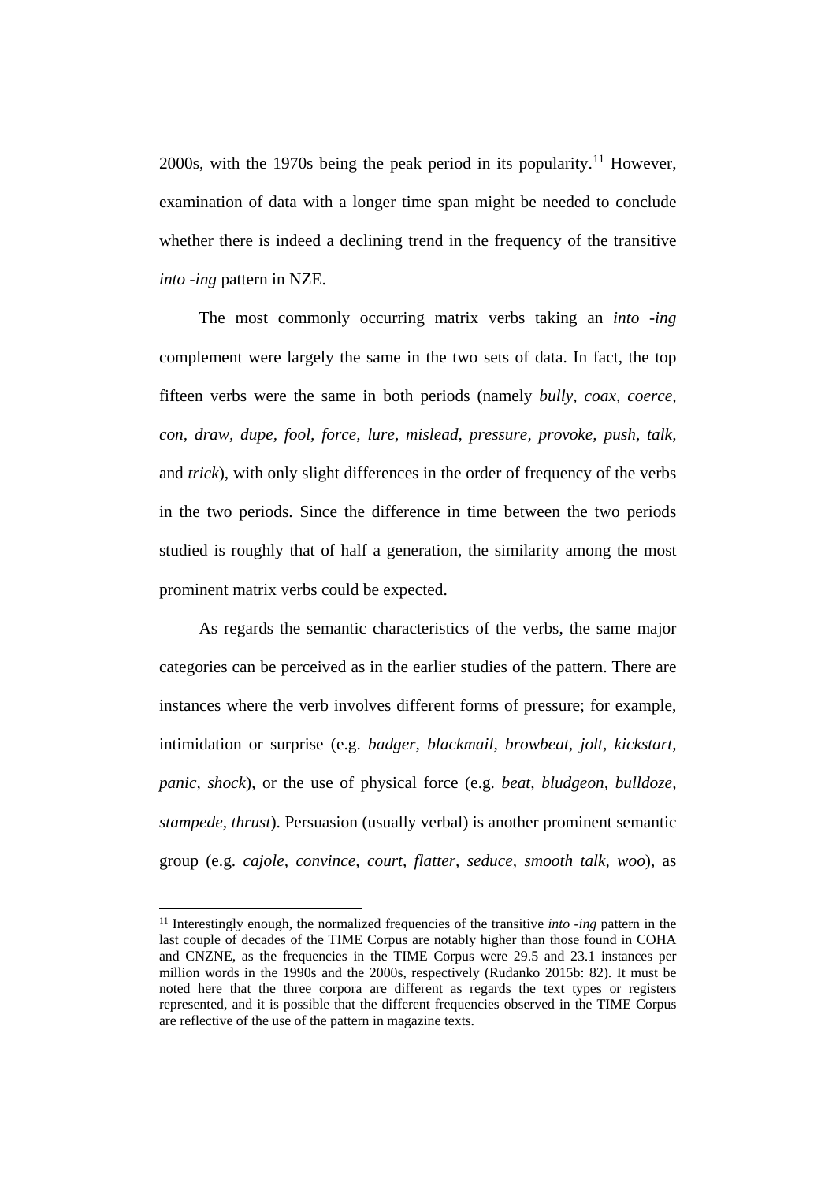2000s, with the 1970s being the peak period in its popularity.[11] However, examination of data with a longer time span might be needed to conclude whether there is indeed a declining trend in the frequency of the transitive *into -ing* pattern in NZE.

The most commonly occurring matrix verbs taking an *into -ing* complement were largely the same in the two sets of data. In fact, the top fifteen verbs were the same in both periods (namely *bully, coax, coerce, con, draw, dupe, fool, force, lure, mislead, pressure, provoke, push, talk*, and *trick*), with only slight differences in the order of frequency of the verbs in the two periods. Since the difference in time between the two periods studied is roughly that of half a generation, the similarity among the most prominent matrix verbs could be expected.

As regards the semantic characteristics of the verbs, the same major categories can be perceived as in the earlier studies of the pattern. There are instances where the verb involves different forms of pressure; for example, intimidation or surprise (e.g. *badger, blackmail, browbeat, jolt, kickstart, panic, shock*), or the use of physical force (e.g. *beat, bludgeon, bulldoze, stampede, thrust*). Persuasion (usually verbal) is another prominent semantic group (e.g. *cajole, convince, court, flatter, seduce, smooth talk, woo*), as

---

[11] Interestingly enough, the normalized frequencies of the transitive *into -ing* pattern in the last couple of decades of the TIME Corpus are notably higher than those found in COHA and CNZNE, as the frequencies in the TIME Corpus were 29.5 and 23.1 instances per million words in the 1990s and the 2000s, respectively (Rudanko 2015b: 82). It must be noted here that the three corpora are different as regards the text types or registers represented, and it is possible that the different frequencies observed in the TIME Corpus are reflective of the use of the pattern in magazine texts.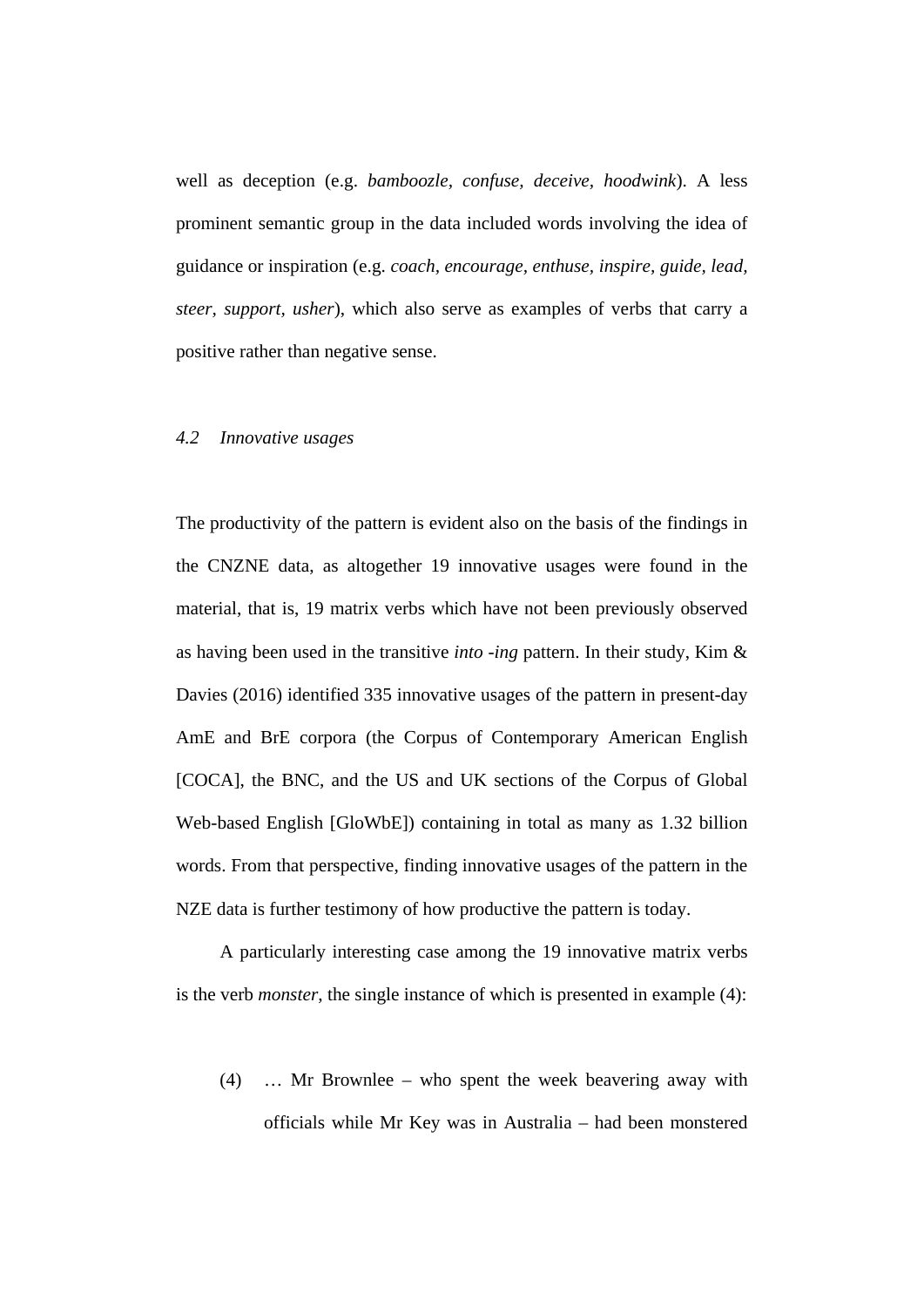well as deception (e.g. *bamboozle, confuse, deceive, hoodwink*). A less prominent semantic group in the data included words involving the idea of guidance or inspiration (e.g. *coach, encourage, enthuse, inspire, guide, lead, steer, support, usher*), which also serve as examples of verbs that carry a positive rather than negative sense.

### *4.2 Innovative usages*

The productivity of the pattern is evident also on the basis of the findings in the CNZNE data, as altogether 19 innovative usages were found in the material, that is, 19 matrix verbs which have not been previously observed as having been used in the transitive *into -ing* pattern. In their study, Kim & Davies (2016) identified 335 innovative usages of the pattern in present-day AmE and BrE corpora (the Corpus of Contemporary American English [COCA], the BNC, and the US and UK sections of the Corpus of Global Web-based English [GloWbE]) containing in total as many as 1.32 billion words. From that perspective, finding innovative usages of the pattern in the NZE data is further testimony of how productive the pattern is today.

A particularly interesting case among the 19 innovative matrix verbs is the verb *monster*, the single instance of which is presented in example (4):

(4) … Mr Brownlee – who spent the week beavering away with officials while Mr Key was in Australia – had been monstered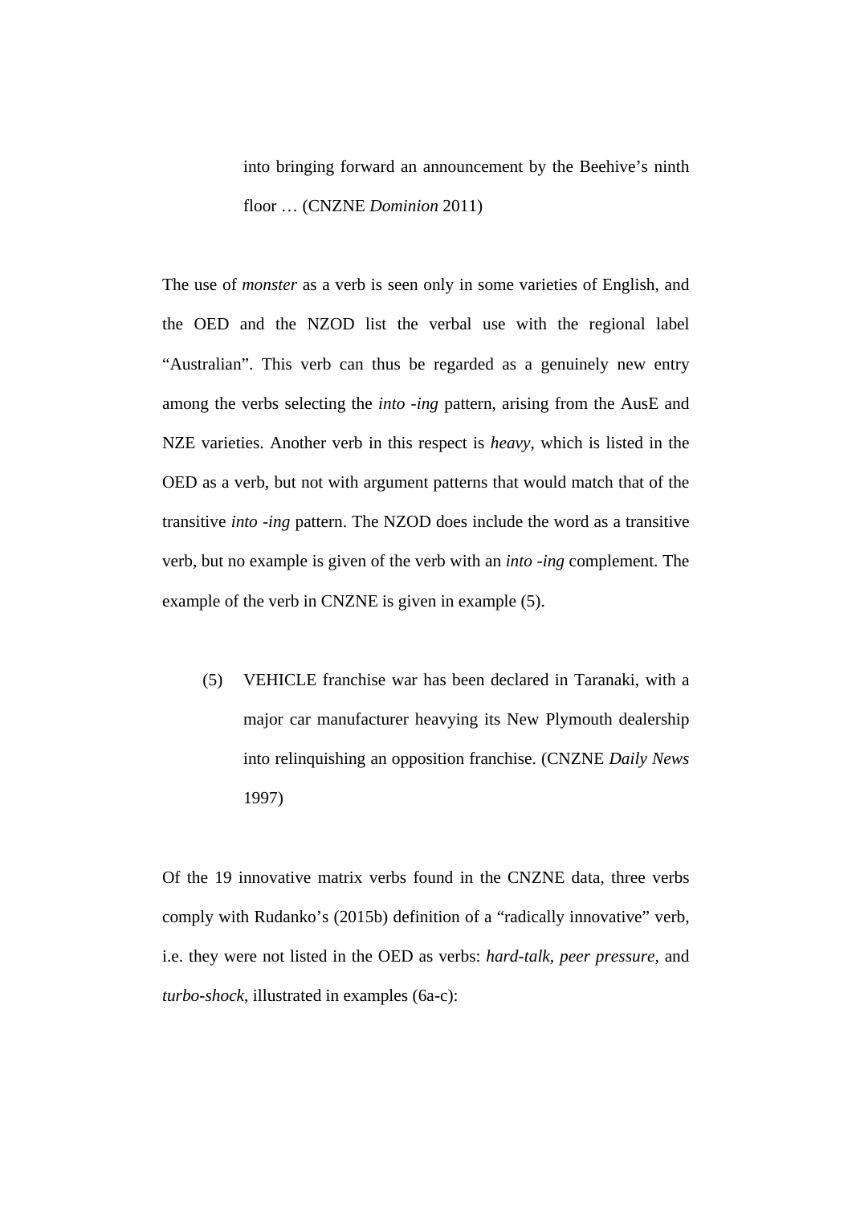into bringing forward an announcement by the Beehive's ninth floor … (CNZNE *Dominion* 2011)

The use of *monster* as a verb is seen only in some varieties of English, and the OED and the NZOD list the verbal use with the regional label "Australian". This verb can thus be regarded as a genuinely new entry among the verbs selecting the *into -ing* pattern, arising from the AusE and NZE varieties. Another verb in this respect is *heavy*, which is listed in the OED as a verb, but not with argument patterns that would match that of the transitive *into -ing* pattern. The NZOD does include the word as a transitive verb, but no example is given of the verb with an *into -ing* complement. The example of the verb in CNZNE is given in example (5).

(5) VEHICLE franchise war has been declared in Taranaki, with a major car manufacturer heavying its New Plymouth dealership into relinquishing an opposition franchise. (CNZNE *Daily News* 1997)

Of the 19 innovative matrix verbs found in the CNZNE data, three verbs comply with Rudanko's (2015b) definition of a "radically innovative" verb, i.e. they were not listed in the OED as verbs: *hard-talk*, *peer pressure,* and *turbo-shock*, illustrated in examples (6a-c):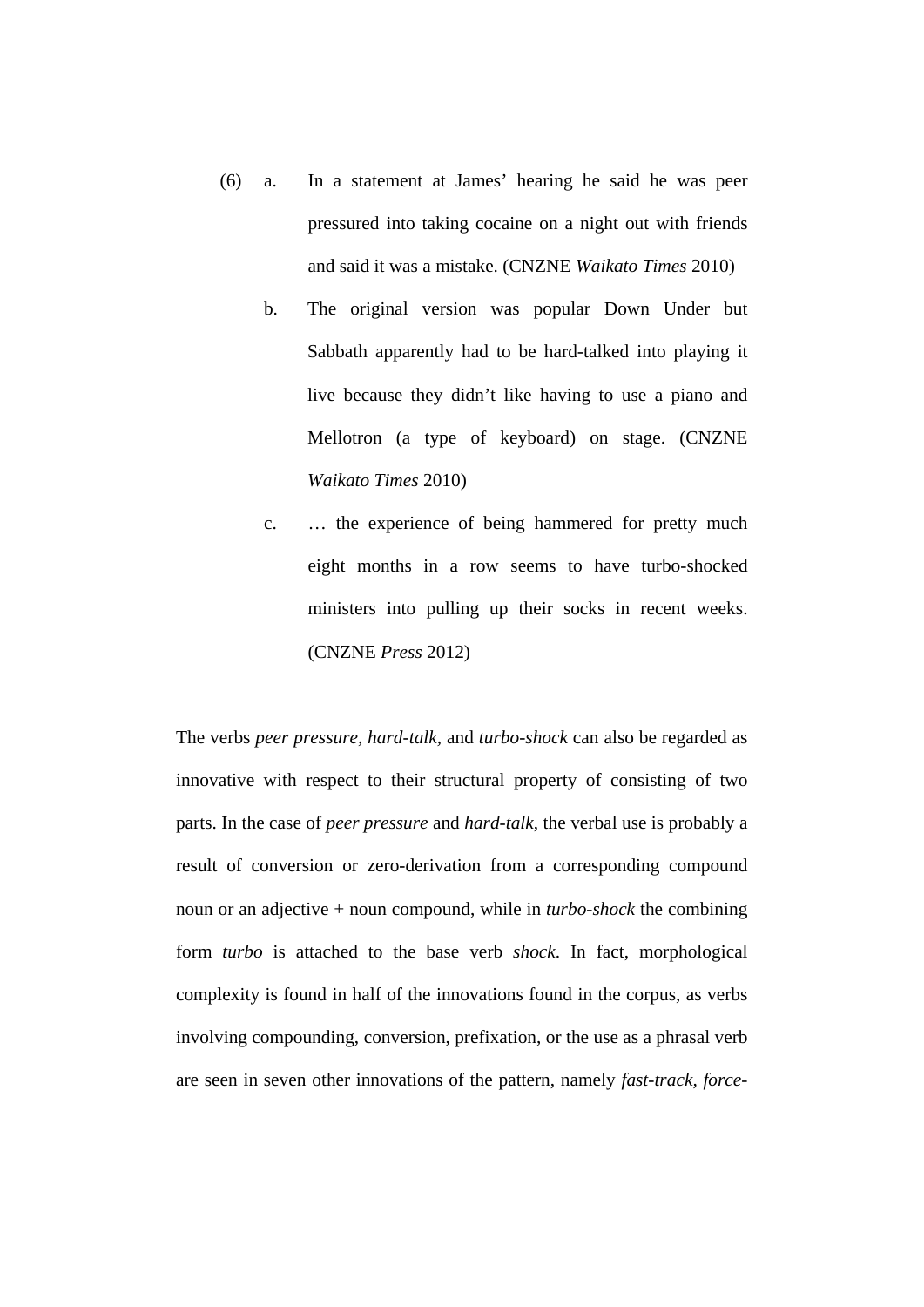(6) a. In a statement at James' hearing he said he was peer pressured into taking cocaine on a night out with friends and said it was a mistake. (CNZNE *Waikato Times* 2010)

b. The original version was popular Down Under but Sabbath apparently had to be hard-talked into playing it live because they didn't like having to use a piano and Mellotron (a type of keyboard) on stage. (CNZNE *Waikato Times* 2010)

c. … the experience of being hammered for pretty much eight months in a row seems to have turbo-shocked ministers into pulling up their socks in recent weeks. (CNZNE *Press* 2012)

The verbs *peer pressure*, *hard-talk*, and *turbo-shock* can also be regarded as innovative with respect to their structural property of consisting of two parts. In the case of *peer pressure* and *hard-talk*, the verbal use is probably a result of conversion or zero-derivation from a corresponding compound noun or an adjective + noun compound, while in *turbo-shock* the combining form *turbo* is attached to the base verb *shock*. In fact, morphological complexity is found in half of the innovations found in the corpus, as verbs involving compounding, conversion, prefixation, or the use as a phrasal verb are seen in seven other innovations of the pattern, namely *fast-track*, *force-*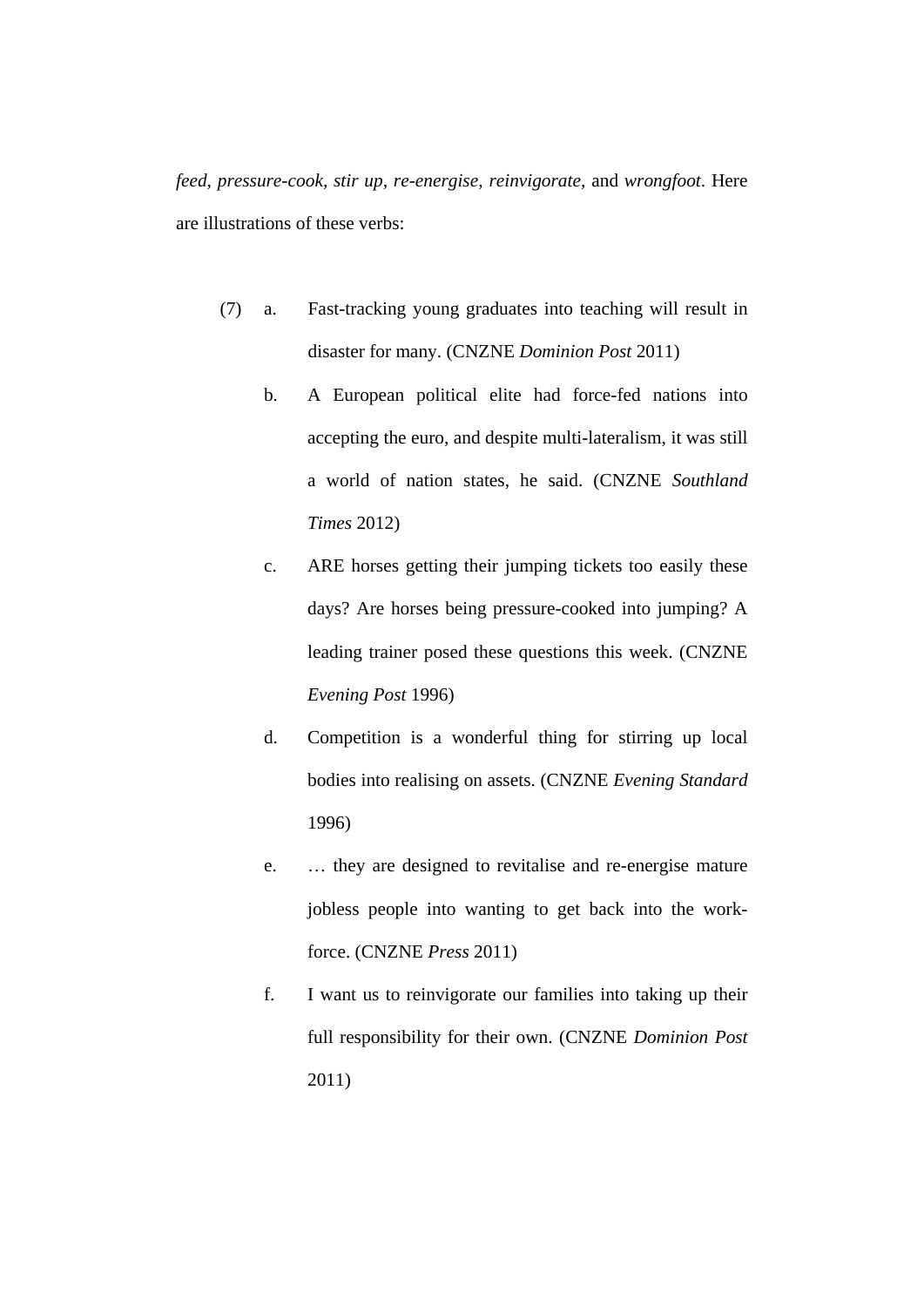*feed, pressure-cook, stir up, re-energise, reinvigorate,* and *wrongfoot*. Here are illustrations of these verbs:

(7) a. Fast-tracking young graduates into teaching will result in disaster for many. (CNZNE *Dominion Post* 2011)

b. A European political elite had force-fed nations into accepting the euro, and despite multi-lateralism, it was still a world of nation states, he said. (CNZNE *Southland Times* 2012)

c. ARE horses getting their jumping tickets too easily these days? Are horses being pressure-cooked into jumping? A leading trainer posed these questions this week. (CNZNE *Evening Post* 1996)

d. Competition is a wonderful thing for stirring up local bodies into realising on assets. (CNZNE *Evening Standard* 1996)

e. … they are designed to revitalise and re-energise mature jobless people into wanting to get back into the work-force. (CNZNE *Press* 2011)

f. I want us to reinvigorate our families into taking up their full responsibility for their own. (CNZNE *Dominion Post* 2011)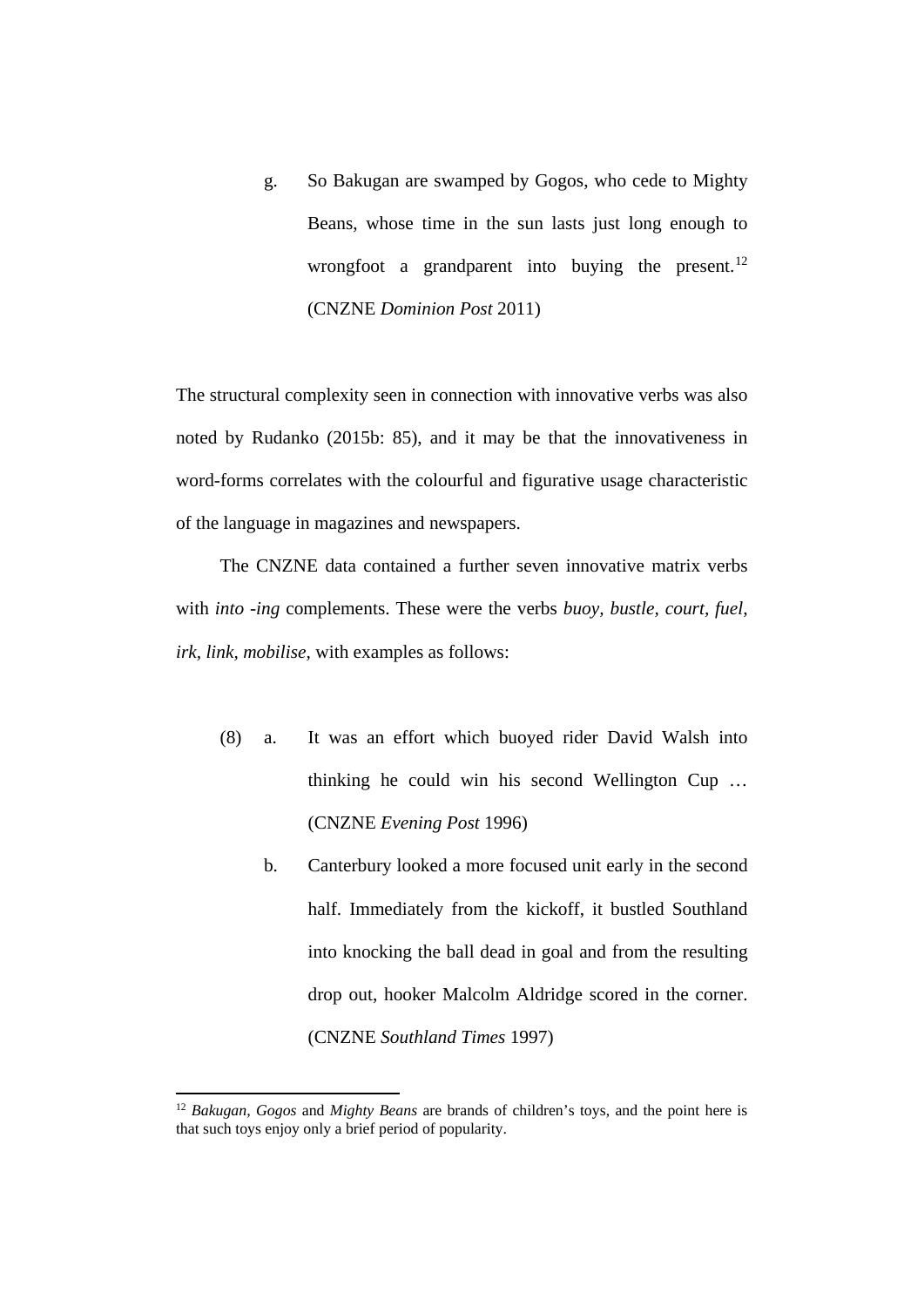g. So Bakugan are swamped by Gogos, who cede to Mighty Beans, whose time in the sun lasts just long enough to wrongfoot a grandparent into buying the present.[12] (CNZNE *Dominion Post* 2011)

The structural complexity seen in connection with innovative verbs was also noted by Rudanko (2015b: 85), and it may be that the innovativeness in word-forms correlates with the colourful and figurative usage characteristic of the language in magazines and newspapers.

The CNZNE data contained a further seven innovative matrix verbs with *into -ing* complements. These were the verbs *buoy, bustle, court, fuel, irk, link, mobilise*, with examples as follows:

(8) a. It was an effort which buoyed rider David Walsh into thinking he could win his second Wellington Cup … (CNZNE *Evening Post* 1996)

b. Canterbury looked a more focused unit early in the second half. Immediately from the kickoff, it bustled Southland into knocking the ball dead in goal and from the resulting drop out, hooker Malcolm Aldridge scored in the corner. (CNZNE *Southland Times* 1997)

---

[12] *Bakugan, Gogos* and *Mighty Beans* are brands of children's toys, and the point here is that such toys enjoy only a brief period of popularity.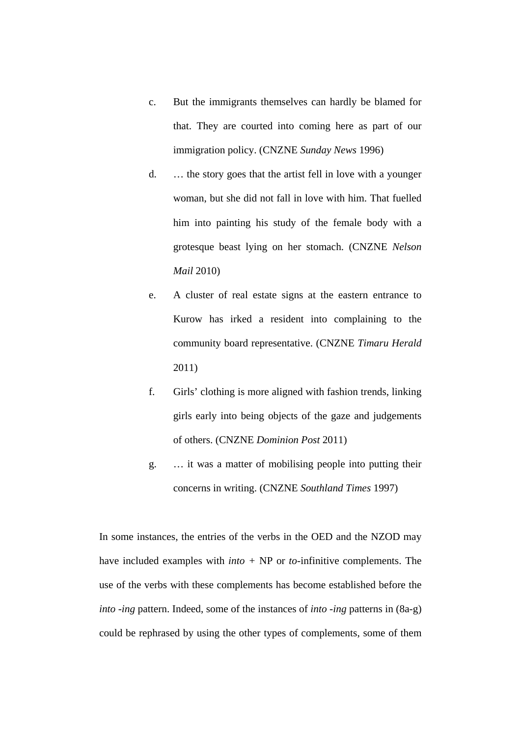c. But the immigrants themselves can hardly be blamed for that. They are courted into coming here as part of our immigration policy. (CNZNE *Sunday News* 1996)

d. … the story goes that the artist fell in love with a younger woman, but she did not fall in love with him. That fuelled him into painting his study of the female body with a grotesque beast lying on her stomach. (CNZNE *Nelson Mail* 2010)

e. A cluster of real estate signs at the eastern entrance to Kurow has irked a resident into complaining to the community board representative. (CNZNE *Timaru Herald* 2011)

f. Girls' clothing is more aligned with fashion trends, linking girls early into being objects of the gaze and judgements of others. (CNZNE *Dominion Post* 2011)

g. … it was a matter of mobilising people into putting their concerns in writing. (CNZNE *Southland Times* 1997)

In some instances, the entries of the verbs in the OED and the NZOD may have included examples with *into* + NP or *to*-infinitive complements. The use of the verbs with these complements has become established before the *into -ing* pattern. Indeed, some of the instances of *into -ing* patterns in (8a-g) could be rephrased by using the other types of complements, some of them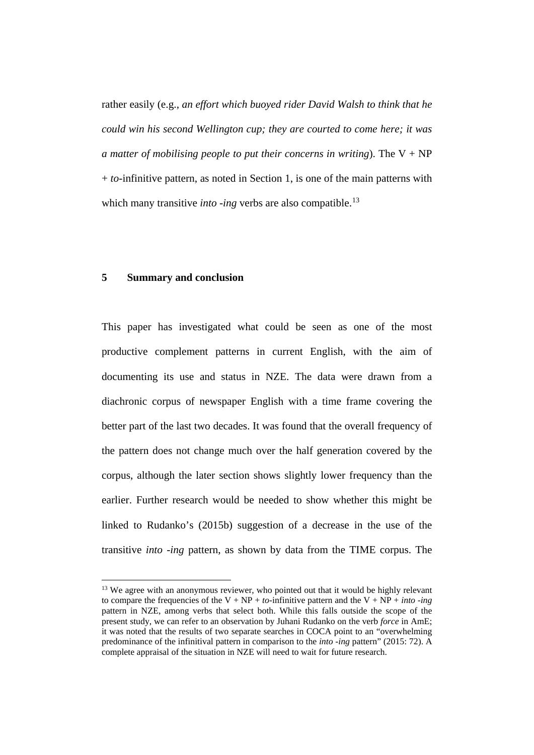rather easily (e.g., *an effort which buoyed rider David Walsh to think that he could win his second Wellington cup; they are courted to come here; it was a matter of mobilising people to put their concerns in writing*). The V + NP + *to*-infinitive pattern, as noted in Section 1, is one of the main patterns with which many transitive *into -ing* verbs are also compatible.[13]

## 5 Summary and conclusion

This paper has investigated what could be seen as one of the most productive complement patterns in current English, with the aim of documenting its use and status in NZE. The data were drawn from a diachronic corpus of newspaper English with a time frame covering the better part of the last two decades. It was found that the overall frequency of the pattern does not change much over the half generation covered by the corpus, although the later section shows slightly lower frequency than the earlier. Further research would be needed to show whether this might be linked to Rudanko's (2015b) suggestion of a decrease in the use of the transitive *into -ing* pattern, as shown by data from the TIME corpus. The

[13] We agree with an anonymous reviewer, who pointed out that it would be highly relevant to compare the frequencies of the V + NP + *to*-infinitive pattern and the V + NP + *into -ing* pattern in NZE, among verbs that select both. While this falls outside the scope of the present study, we can refer to an observation by Juhani Rudanko on the verb *force* in AmE; it was noted that the results of two separate searches in COCA point to an "overwhelming predominance of the infinitival pattern in comparison to the *into -ing* pattern" (2015: 72). A complete appraisal of the situation in NZE will need to wait for future research.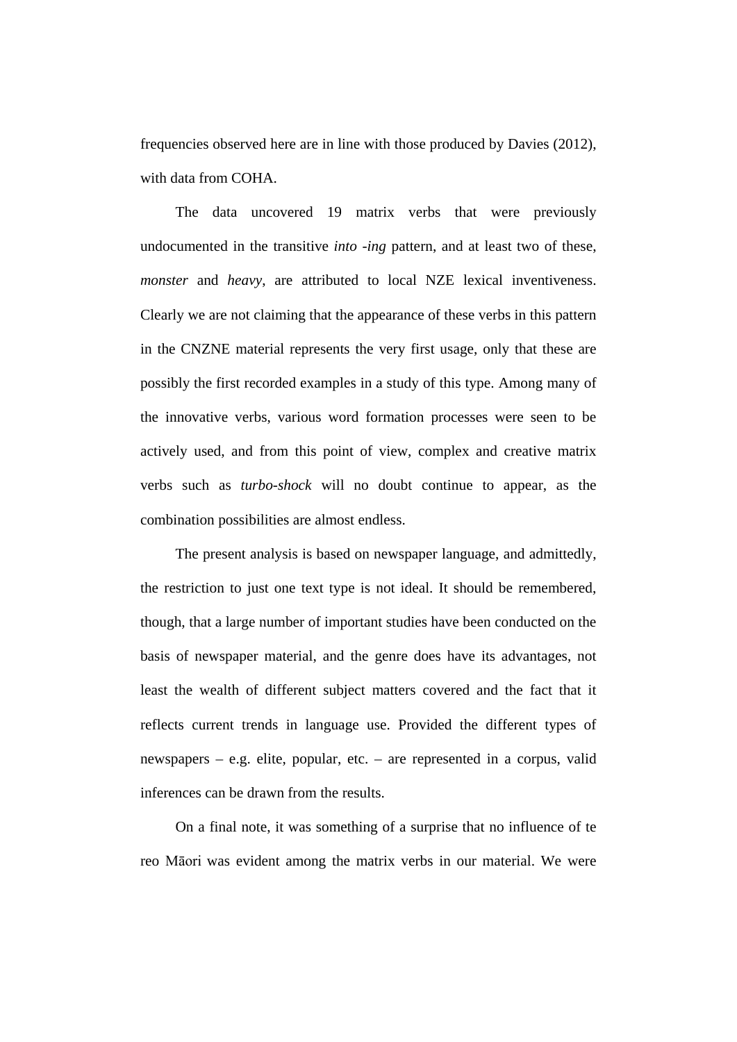frequencies observed here are in line with those produced by Davies (2012), with data from COHA.

The data uncovered 19 matrix verbs that were previously undocumented in the transitive *into -ing* pattern, and at least two of these, *monster* and *heavy*, are attributed to local NZE lexical inventiveness. Clearly we are not claiming that the appearance of these verbs in this pattern in the CNZNE material represents the very first usage, only that these are possibly the first recorded examples in a study of this type. Among many of the innovative verbs, various word formation processes were seen to be actively used, and from this point of view, complex and creative matrix verbs such as *turbo-shock* will no doubt continue to appear, as the combination possibilities are almost endless.

The present analysis is based on newspaper language, and admittedly, the restriction to just one text type is not ideal. It should be remembered, though, that a large number of important studies have been conducted on the basis of newspaper material, and the genre does have its advantages, not least the wealth of different subject matters covered and the fact that it reflects current trends in language use. Provided the different types of newspapers – e.g. elite, popular, etc. – are represented in a corpus, valid inferences can be drawn from the results.

On a final note, it was something of a surprise that no influence of te reo Māori was evident among the matrix verbs in our material. We were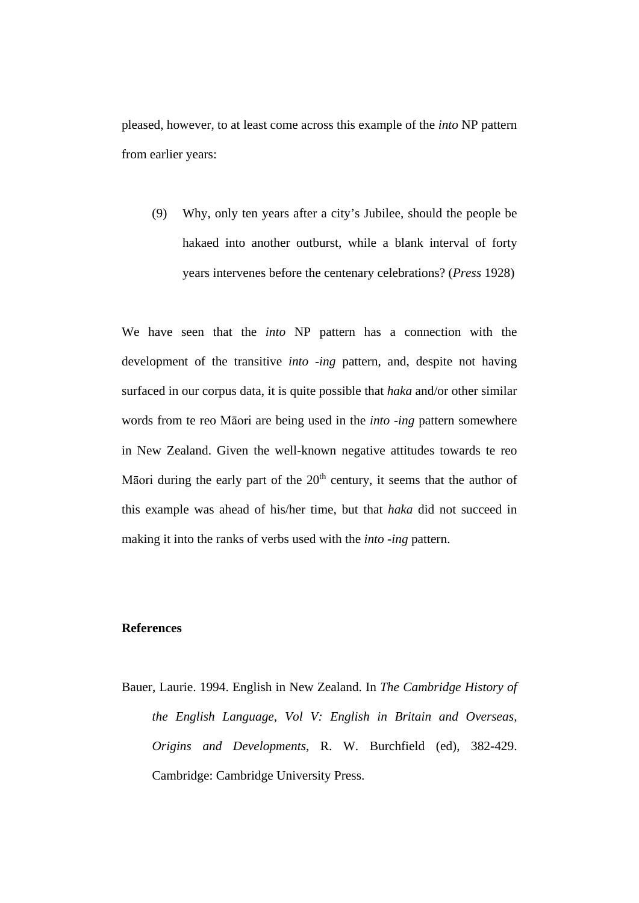pleased, however, to at least come across this example of the *into* NP pattern from earlier years:

(9) Why, only ten years after a city's Jubilee, should the people be hakaed into another outburst, while a blank interval of forty years intervenes before the centenary celebrations? (*Press* 1928)

We have seen that the *into* NP pattern has a connection with the development of the transitive *into -ing* pattern, and, despite not having surfaced in our corpus data, it is quite possible that *haka* and/or other similar words from te reo Māori are being used in the *into -ing* pattern somewhere in New Zealand. Given the well-known negative attitudes towards te reo Māori during the early part of the 20th century, it seems that the author of this example was ahead of his/her time, but that *haka* did not succeed in making it into the ranks of verbs used with the *into -ing* pattern.

**References**

Bauer, Laurie. 1994. English in New Zealand. In *The Cambridge History of the English Language, Vol V: English in Britain and Overseas, Origins and Developments*, R. W. Burchfield (ed), 382-429. Cambridge: Cambridge University Press.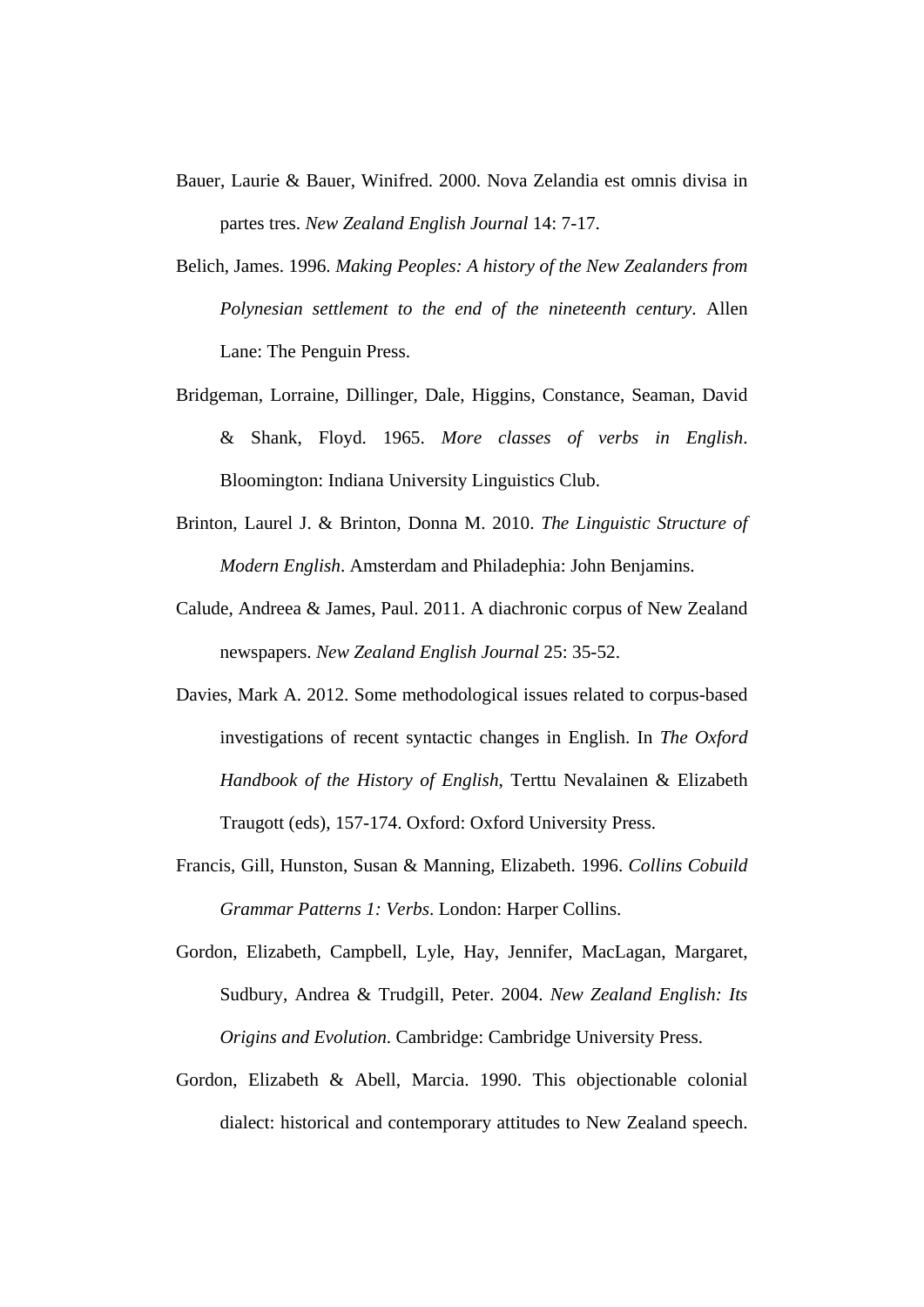Bauer, Laurie & Bauer, Winifred. 2000. Nova Zelandia est omnis divisa in partes tres. *New Zealand English Journal* 14: 7-17.

Belich, James. 1996. *Making Peoples: A history of the New Zealanders from Polynesian settlement to the end of the nineteenth century*. Allen Lane: The Penguin Press.

Bridgeman, Lorraine, Dillinger, Dale, Higgins, Constance, Seaman, David & Shank, Floyd. 1965. *More classes of verbs in English*. Bloomington: Indiana University Linguistics Club.

Brinton, Laurel J. & Brinton, Donna M. 2010. *The Linguistic Structure of Modern English*. Amsterdam and Philadephia: John Benjamins.

Calude, Andreea & James, Paul. 2011. A diachronic corpus of New Zealand newspapers. *New Zealand English Journal* 25: 35-52.

Davies, Mark A. 2012. Some methodological issues related to corpus-based investigations of recent syntactic changes in English. In *The Oxford Handbook of the History of English*, Terttu Nevalainen & Elizabeth Traugott (eds), 157-174. Oxford: Oxford University Press.

Francis, Gill, Hunston, Susan & Manning, Elizabeth. 1996. *Collins Cobuild Grammar Patterns 1: Verbs*. London: Harper Collins.

Gordon, Elizabeth, Campbell, Lyle, Hay, Jennifer, MacLagan, Margaret, Sudbury, Andrea & Trudgill, Peter. 2004. *New Zealand English: Its Origins and Evolution*. Cambridge: Cambridge University Press.

Gordon, Elizabeth & Abell, Marcia. 1990. This objectionable colonial dialect: historical and contemporary attitudes to New Zealand speech.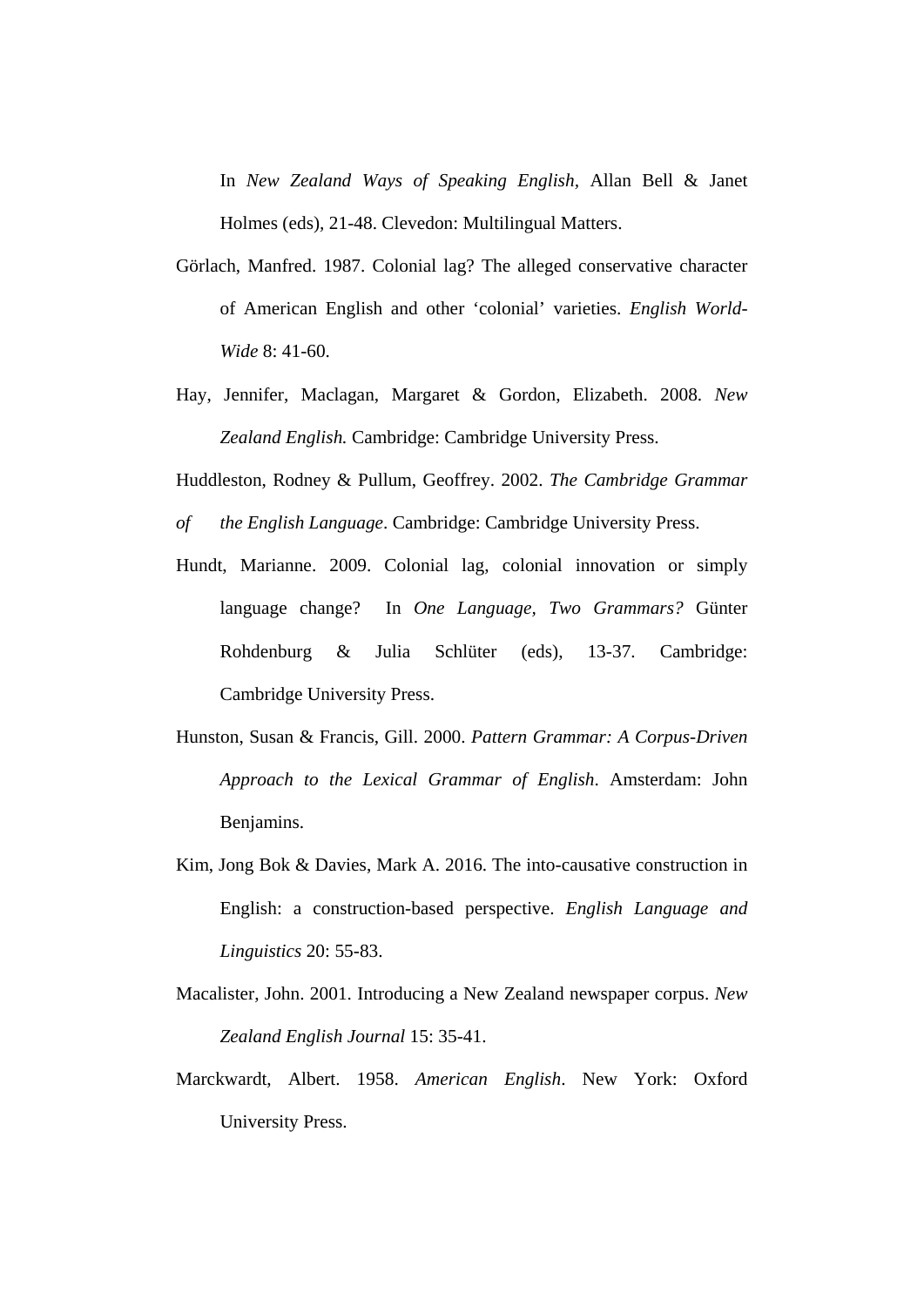In *New Zealand Ways of Speaking English*, Allan Bell & Janet Holmes (eds), 21-48. Clevedon: Multilingual Matters.

Görlach, Manfred. 1987. Colonial lag? The alleged conservative character of American English and other 'colonial' varieties. *English World-Wide* 8: 41-60.

Hay, Jennifer, Maclagan, Margaret & Gordon, Elizabeth. 2008. *New Zealand English.* Cambridge: Cambridge University Press.

Huddleston, Rodney & Pullum, Geoffrey. 2002. *The Cambridge Grammar of the English Language*. Cambridge: Cambridge University Press.

Hundt, Marianne. 2009. Colonial lag, colonial innovation or simply language change? In *One Language, Two Grammars?* Günter Rohdenburg & Julia Schlüter (eds), 13-37. Cambridge: Cambridge University Press.

Hunston, Susan & Francis, Gill. 2000. *Pattern Grammar: A Corpus-Driven Approach to the Lexical Grammar of English*. Amsterdam: John Benjamins.

Kim, Jong Bok & Davies, Mark A. 2016. The into-causative construction in English: a construction-based perspective. *English Language and Linguistics* 20: 55-83.

Macalister, John. 2001. Introducing a New Zealand newspaper corpus. *New Zealand English Journal* 15: 35-41.

Marckwardt, Albert. 1958. *American English*. New York: Oxford University Press.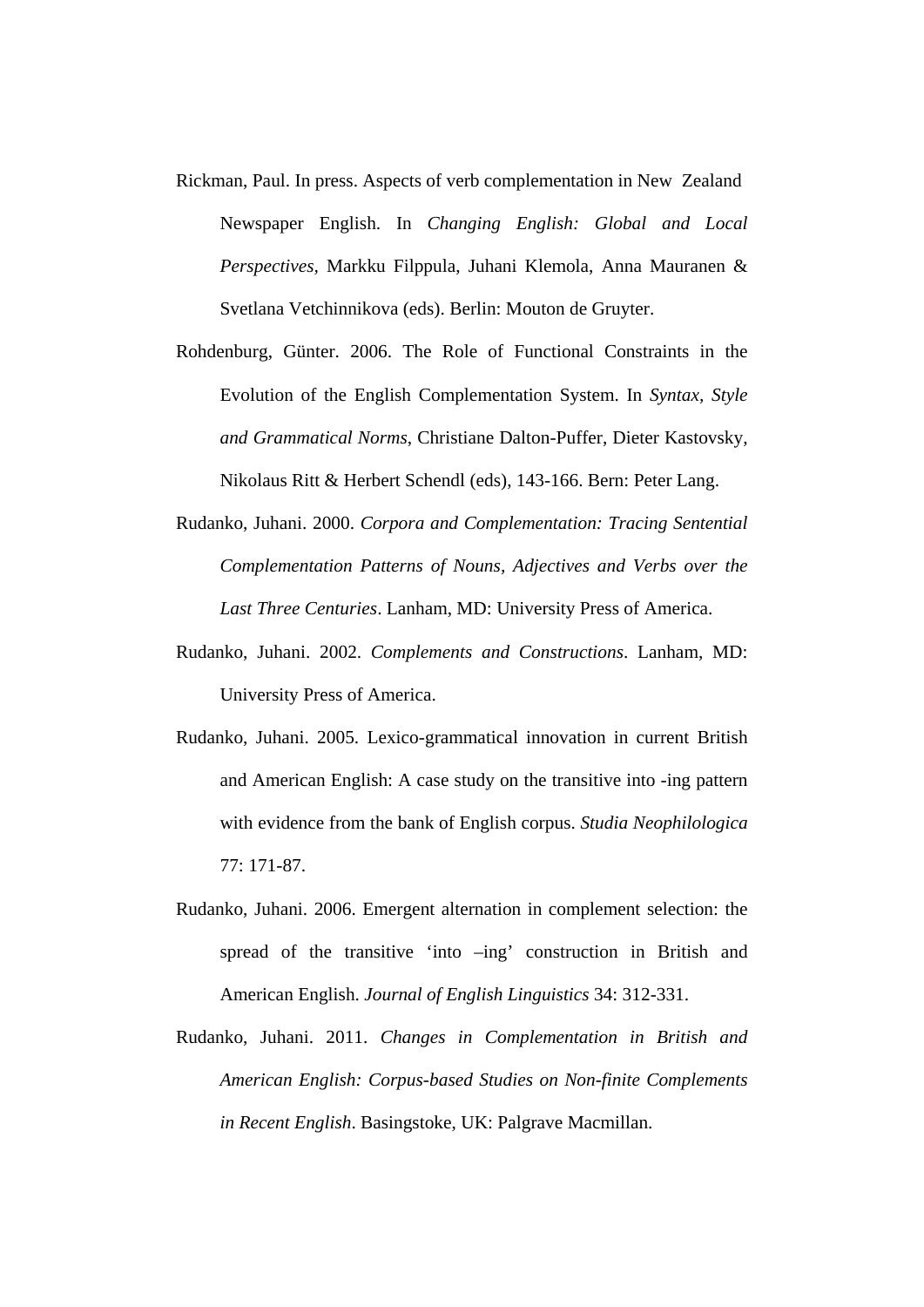Rickman, Paul. In press. Aspects of verb complementation in New Zealand Newspaper English. In *Changing English: Global and Local Perspectives*, Markku Filppula, Juhani Klemola, Anna Mauranen & Svetlana Vetchinnikova (eds). Berlin: Mouton de Gruyter.

Rohdenburg, Günter. 2006. The Role of Functional Constraints in the Evolution of the English Complementation System. In *Syntax, Style and Grammatical Norms*, Christiane Dalton-Puffer, Dieter Kastovsky, Nikolaus Ritt & Herbert Schendl (eds), 143-166. Bern: Peter Lang.

Rudanko, Juhani. 2000. *Corpora and Complementation: Tracing Sentential Complementation Patterns of Nouns, Adjectives and Verbs over the Last Three Centuries*. Lanham, MD: University Press of America.

Rudanko, Juhani. 2002. *Complements and Constructions*. Lanham, MD: University Press of America.

Rudanko, Juhani. 2005. Lexico-grammatical innovation in current British and American English: A case study on the transitive into -ing pattern with evidence from the bank of English corpus. *Studia Neophilologica* 77: 171-87.

Rudanko, Juhani. 2006. Emergent alternation in complement selection: the spread of the transitive 'into –ing' construction in British and American English. *Journal of English Linguistics* 34: 312-331.

Rudanko, Juhani. 2011. *Changes in Complementation in British and American English: Corpus-based Studies on Non-finite Complements in Recent English*. Basingstoke, UK: Palgrave Macmillan.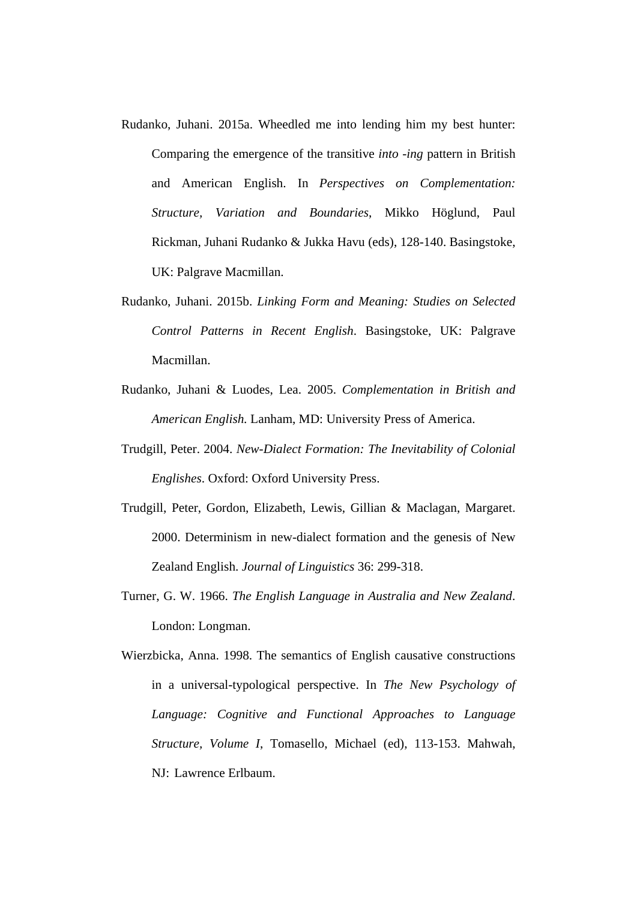Rudanko, Juhani. 2015a. Wheedled me into lending him my best hunter: Comparing the emergence of the transitive *into -ing* pattern in British and American English. In *Perspectives on Complementation: Structure, Variation and Boundaries*, Mikko Höglund, Paul Rickman, Juhani Rudanko & Jukka Havu (eds), 128-140. Basingstoke, UK: Palgrave Macmillan.

Rudanko, Juhani. 2015b. *Linking Form and Meaning: Studies on Selected Control Patterns in Recent English*. Basingstoke, UK: Palgrave Macmillan.

Rudanko, Juhani & Luodes, Lea. 2005. *Complementation in British and American English.* Lanham, MD: University Press of America.

Trudgill, Peter. 2004. *New-Dialect Formation: The Inevitability of Colonial Englishes*. Oxford: Oxford University Press.

Trudgill, Peter, Gordon, Elizabeth, Lewis, Gillian & Maclagan, Margaret. 2000. Determinism in new-dialect formation and the genesis of New Zealand English. *Journal of Linguistics* 36: 299-318.

Turner, G. W. 1966. *The English Language in Australia and New Zealand*. London: Longman.

Wierzbicka, Anna. 1998. The semantics of English causative constructions in a universal-typological perspective. In *The New Psychology of Language: Cognitive and Functional Approaches to Language Structure*, *Volume I*, Tomasello, Michael (ed), 113-153. Mahwah, NJ: Lawrence Erlbaum.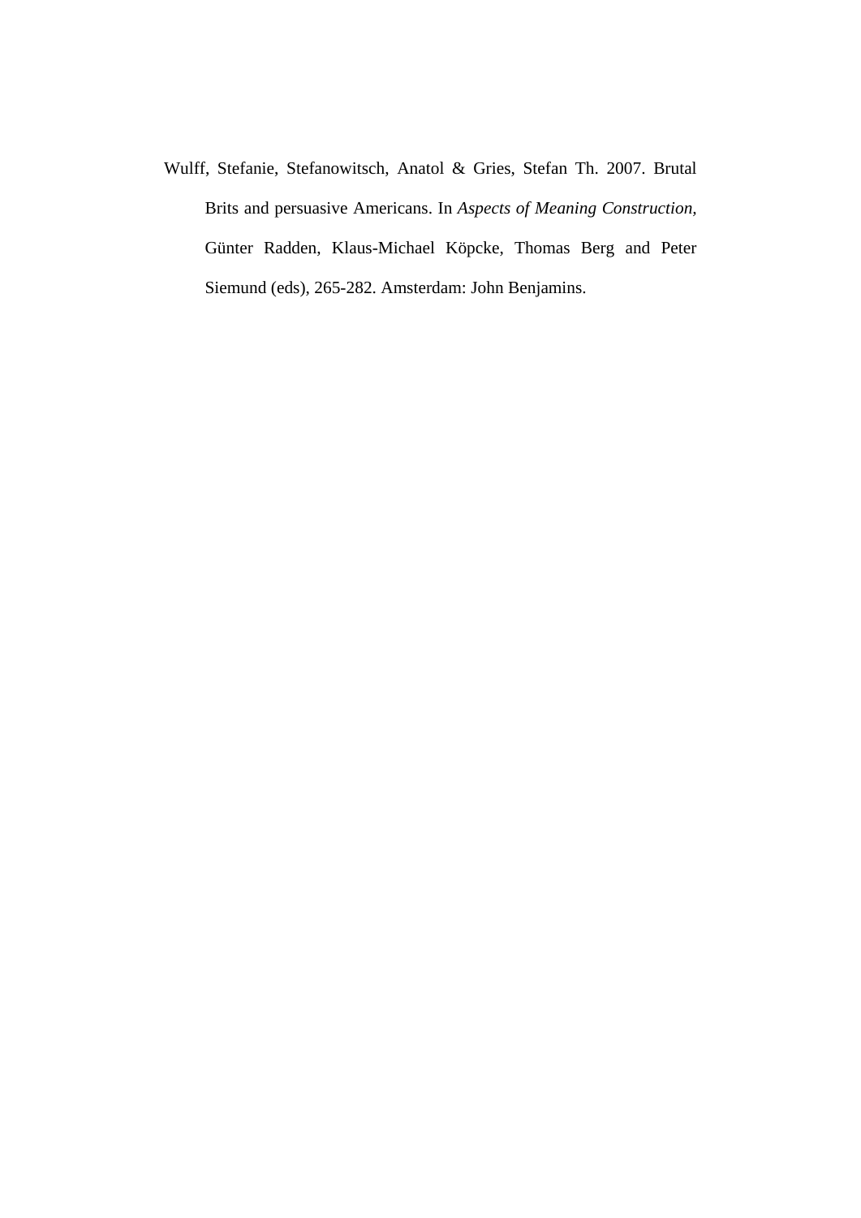Wulff, Stefanie, Stefanowitsch, Anatol & Gries, Stefan Th. 2007. Brutal Brits and persuasive Americans. In *Aspects of Meaning Construction*, Günter Radden, Klaus-Michael Köpcke, Thomas Berg and Peter Siemund (eds), 265-282. Amsterdam: John Benjamins.